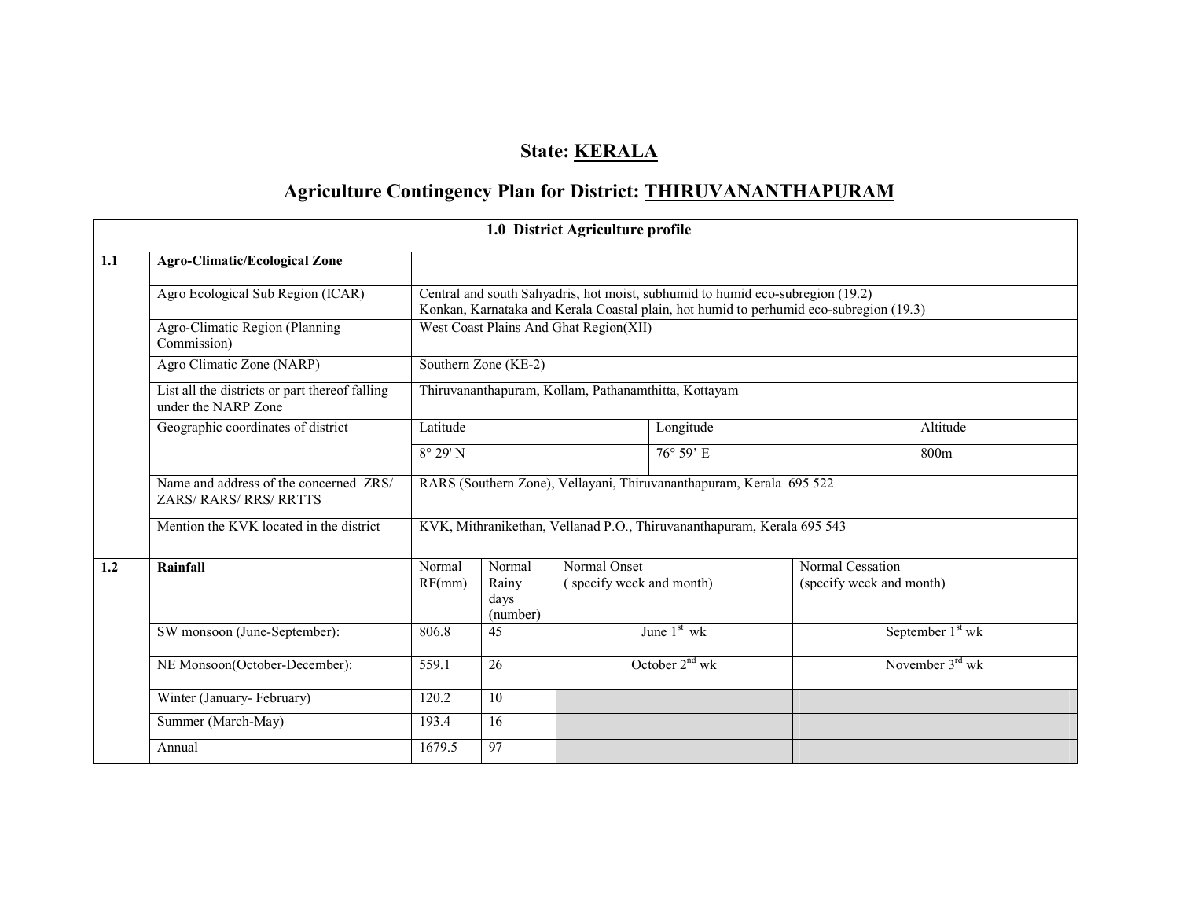# State: KERALA

## Agriculture Contingency Plan for District: THIRUVANANTHAPURAM

| 1.0 District Agriculture profile | | | | | | |
|---|---|---|---|---|---|---|
| **1.1** | **Agro-Climatic/Ecological Zone** | | | | | |
| | Agro Ecological Sub Region (ICAR) | Central and south Sahyadris, hot moist, subhumid to humid eco-subregion (19.2)<br>Konkan, Karnataka and Kerala Coastal plain, hot humid to perhumid eco-subregion (19.3) | | | | |
| | Agro-Climatic Region (Planning Commission) | West Coast Plains And Ghat Region(XII) | | | | |
| | Agro Climatic Zone (NARP) | Southern Zone (KE-2) | | | | |
| | List all the districts or part thereof falling under the NARP Zone | Thiruvananthapuram, Kollam, Pathanamthitta, Kottayam | | | | |
| | Geographic coordinates of district | Latitude | | Longitude | | Altitude |
| | | 8° 29' N | | 76° 59' E | | 800m |
| | Name and address of the concerned ZRS/ ZARS/ RARS/ RRS/ RRTTS | RARS (Southern Zone), Vellayani, Thiruvananthapuram, Kerala 695 522 | | | | |
| | Mention the KVK located in the district | KVK, Mithranikethan, Vellanad P.O., Thiruvananthapuram, Kerala 695 543 | | | | |
| **1.2** | **Rainfall** | Normal RF(mm) | Normal Rainy days (number) | Normal Onset ( specify week and month) | Normal Cessation (specify week and month) | |
| | SW monsoon (June-September): | 806.8 | 45 | June 1st wk | September 1st wk | |
| | NE Monsoon(October-December): | 559.1 | 26 | October 2nd wk | November 3rd wk | |
| | Winter (January- February) | 120.2 | 10 | | | |
| | Summer (March-May) | 193.4 | 16 | | | |
| | Annual | 1679.5 | 97 | | | |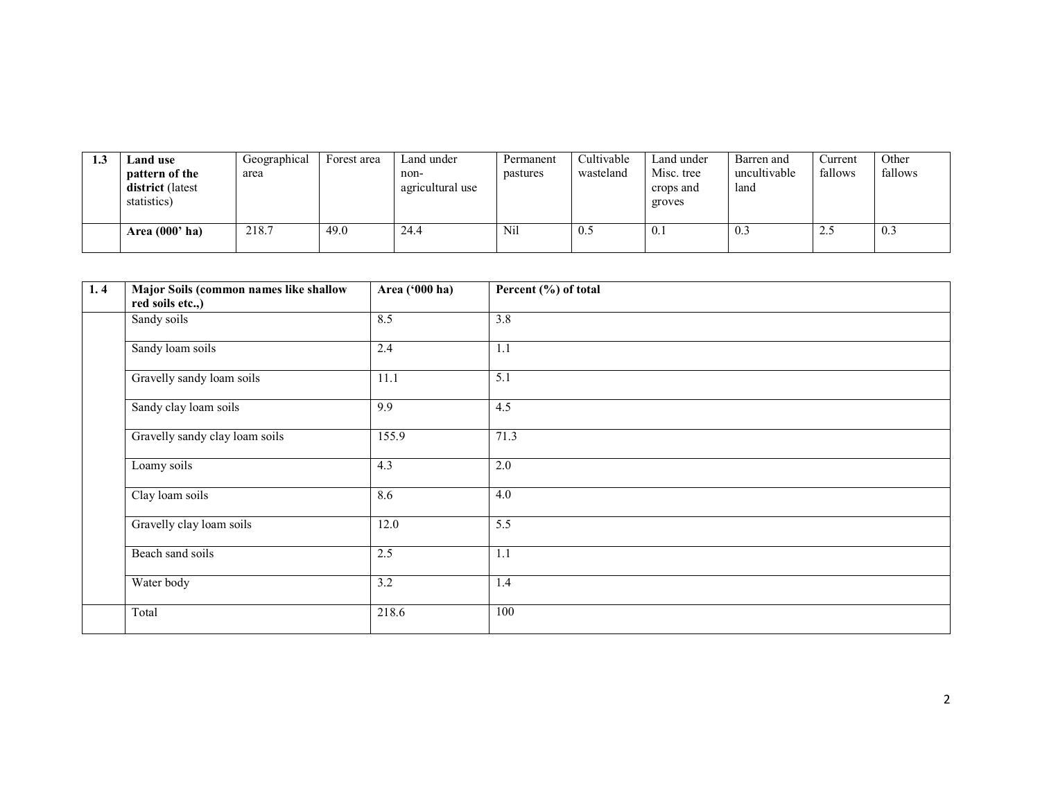| 1.3 | **Land use pattern of the district** (latest statistics) | Geographical area | Forest area | Land under non-agricultural use | Permanent pastures | Cultivable wasteland | Land under Misc. tree crops and groves | Barren and uncultivable land | Current fallows | Other fallows |
|---|---|---|---|---|---|---|---|---|---|---|
| | **Area (000' ha)** | 218.7 | 49.0 | 24.4 | Nil | 0.5 | 0.1 | 0.3 | 2.5 | 0.3 |

| 1. 4 | **Major Soils (common names like shallow red soils etc.,)** | **Area ('000 ha)** | **Percent (%) of total** |
|---|---|---|---|
| | Sandy soils | 8.5 | 3.8 |
| | Sandy loam soils | 2.4 | 1.1 |
| | Gravelly sandy loam soils | 11.1 | 5.1 |
| | Sandy clay loam soils | 9.9 | 4.5 |
| | Gravelly sandy clay loam soils | 155.9 | 71.3 |
| | Loamy soils | 4.3 | 2.0 |
| | Clay loam soils | 8.6 | 4.0 |
| | Gravelly clay loam soils | 12.0 | 5.5 |
| | Beach sand soils | 2.5 | 1.1 |
| | Water body | 3.2 | 1.4 |
| | Total | 218.6 | 100 |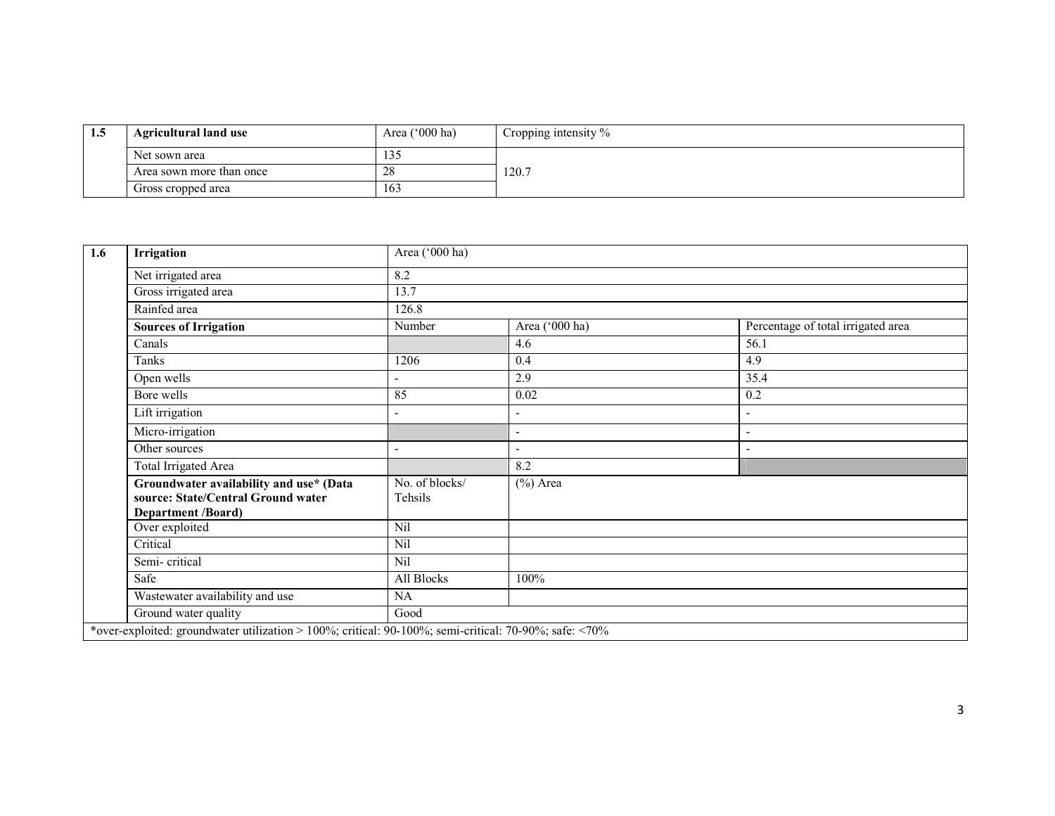| 1.5 | Agricultural land use | Area ('000 ha) | Cropping intensity % |
|---|---|---|---|
| | Net sown area | 135 | 120.7 |
| | Area sown more than once | 28 | |
| | Gross cropped area | 163 | |

| 1.6 | **Irrigation** | Area ('000 ha) | | |
|---|---|---|---|---|
| | Net irrigated area | 8.2 | | |
| | Gross irrigated area | 13.7 | | |
| | Rainfed area | 126.8 | | |
| | **Sources of Irrigation** | Number | Area ('000 ha) | Percentage of total irrigated area |
| | Canals | | 4.6 | 56.1 |
| | Tanks | 1206 | 0.4 | 4.9 |
| | Open wells | - | 2.9 | 35.4 |
| | Bore wells | 85 | 0.02 | 0.2 |
| | Lift irrigation | - | - | - |
| | Micro-irrigation | | - | - |
| | Other sources | - | - | - |
| | Total Irrigated Area | | 8.2 | |
| | **Groundwater availability and use* (Data source: State/Central Ground water Department /Board)** | No. of blocks/ Tehsils | (%) Area | |
| | Over exploited | Nil | | |
| | Critical | Nil | | |
| | Semi- critical | Nil | | |
| | Safe | All Blocks | 100% | |
| | Wastewater availability and use | NA | | |
| | Ground water quality | Good | | |

*over-exploited: groundwater utilization > 100%; critical: 90-100%; semi-critical: 70-90%; safe: <70%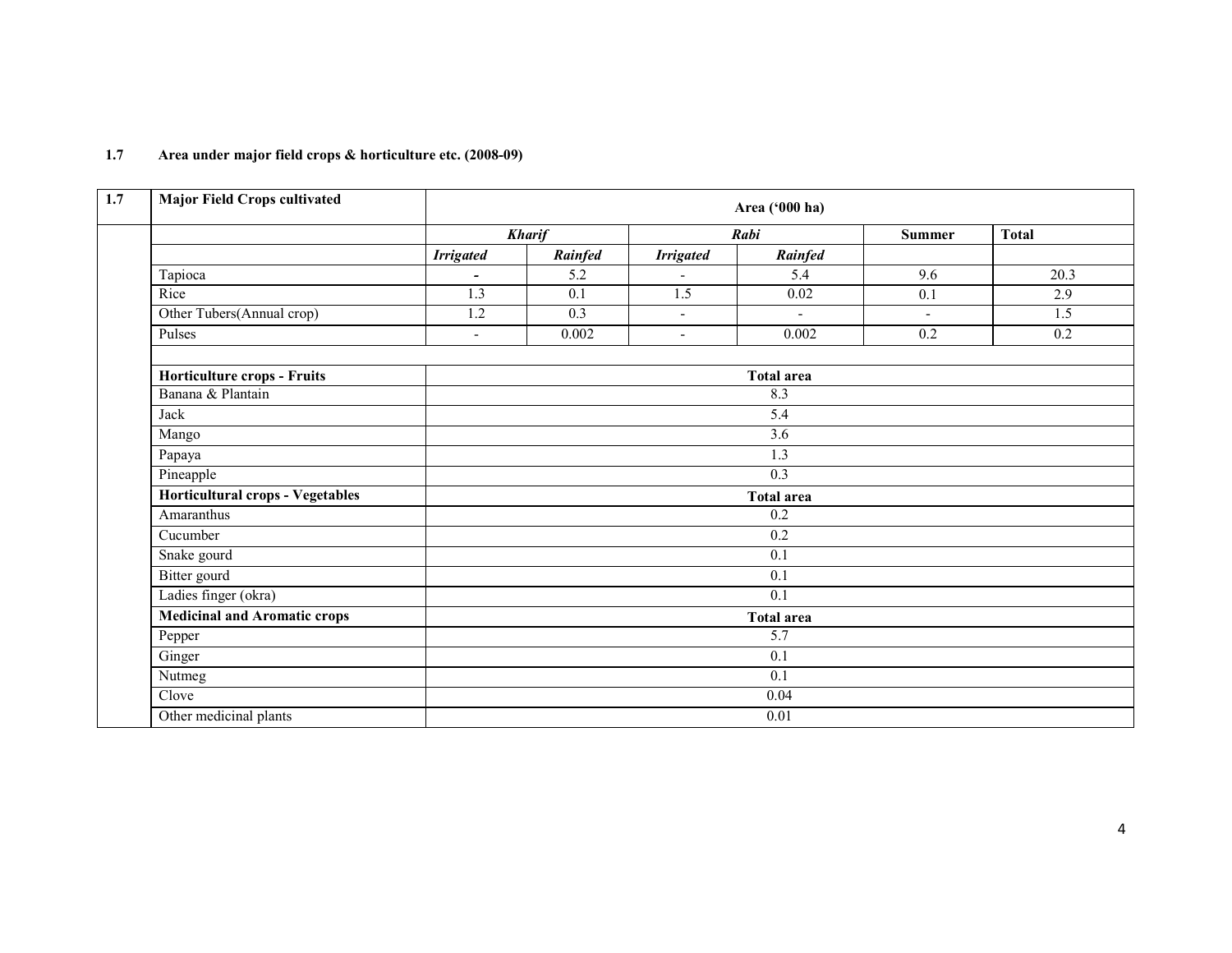**1.7 Area under major field crops & horticulture etc. (2008-09)**

| 1.7 | Major Field Crops cultivated | Area ('000 ha) | | | | | |
|---|---|---|---|---|---|---|---|
| | | ***Kharif*** | | ***Rabi*** | | **Summer** | **Total** |
| | | ***Irrigated*** | ***Rainfed*** | ***Irrigated*** | ***Rainfed*** | | |
| | Tapioca | - | 5.2 | - | 5.4 | 9.6 | 20.3 |
| | Rice | 1.3 | 0.1 | 1.5 | 0.02 | 0.1 | 2.9 |
| | Other Tubers(Annual crop) | 1.2 | 0.3 | - | - | - | 1.5 |
| | Pulses | - | 0.002 | - | 0.002 | 0.2 | 0.2 |
| | | | | | | | |
| | **Horticulture crops - Fruits** | **Total area** | | | | | |
| | Banana & Plantain | 8.3 | | | | | |
| | Jack | 5.4 | | | | | |
| | Mango | 3.6 | | | | | |
| | Papaya | 1.3 | | | | | |
| | Pineapple | 0.3 | | | | | |
| | **Horticultural crops - Vegetables** | **Total area** | | | | | |
| | Amaranthus | 0.2 | | | | | |
| | Cucumber | 0.2 | | | | | |
| | Snake gourd | 0.1 | | | | | |
| | Bitter gourd | 0.1 | | | | | |
| | Ladies finger (okra) | 0.1 | | | | | |
| | **Medicinal and Aromatic crops** | **Total area** | | | | | |
| | Pepper | 5.7 | | | | | |
| | Ginger | 0.1 | | | | | |
| | Nutmeg | 0.1 | | | | | |
| | Clove | 0.04 | | | | | |
| | Other medicinal plants | 0.01 | | | | | |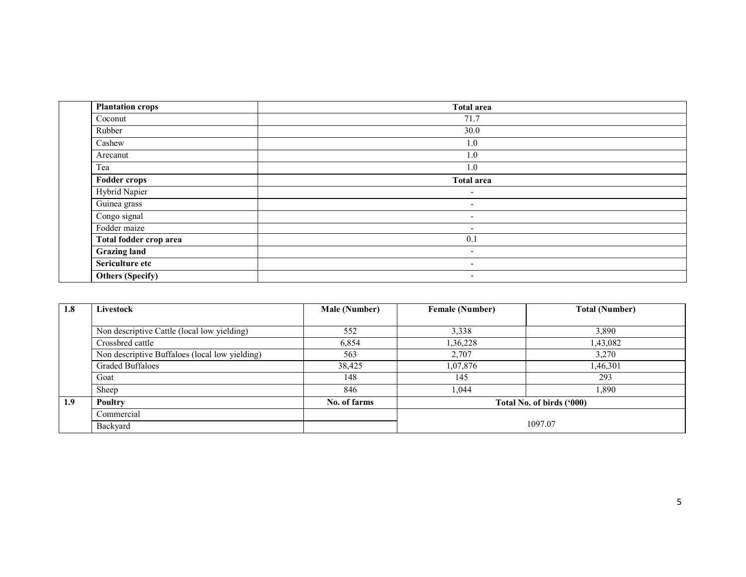| | Plantation crops | Total area |
|---|---|---|
| | Coconut | 71.7 |
| | Rubber | 30.0 |
| | Cashew | 1.0 |
| | Arecanut | 1.0 |
| | Tea | 1.0 |
| | **Fodder crops** | **Total area** |
| | Hybrid Napier | - |
| | Guinea grass | - |
| | Congo signal | - |
| | Fodder maize | - |
| | **Total fodder crop area** | 0.1 |
| | **Grazing land** | - |
| | **Sericulture etc** | - |
| | **Others (Specify)** | - |

| 1.8 | Livestock | Male (Number) | Female (Number) | Total (Number) |
|---|---|---|---|---|
| | Non descriptive Cattle (local low yielding) | 552 | 3,338 | 3,890 |
| | Crossbred cattle | 6,854 | 1,36,228 | 1,43,082 |
| | Non descriptive Buffaloes (local low yielding) | 563 | 2,707 | 3,270 |
| | Graded Buffaloes | 38,425 | 1,07,876 | 1,46,301 |
| | Goat | 148 | 145 | 293 |
| | Sheep | 846 | 1,044 | 1,890 |
| **1.9** | **Poultry** | **No. of farms** | **Total No. of birds ('000)** | |
| | Commercial | | 1097.07 | |
| | Backyard | | | |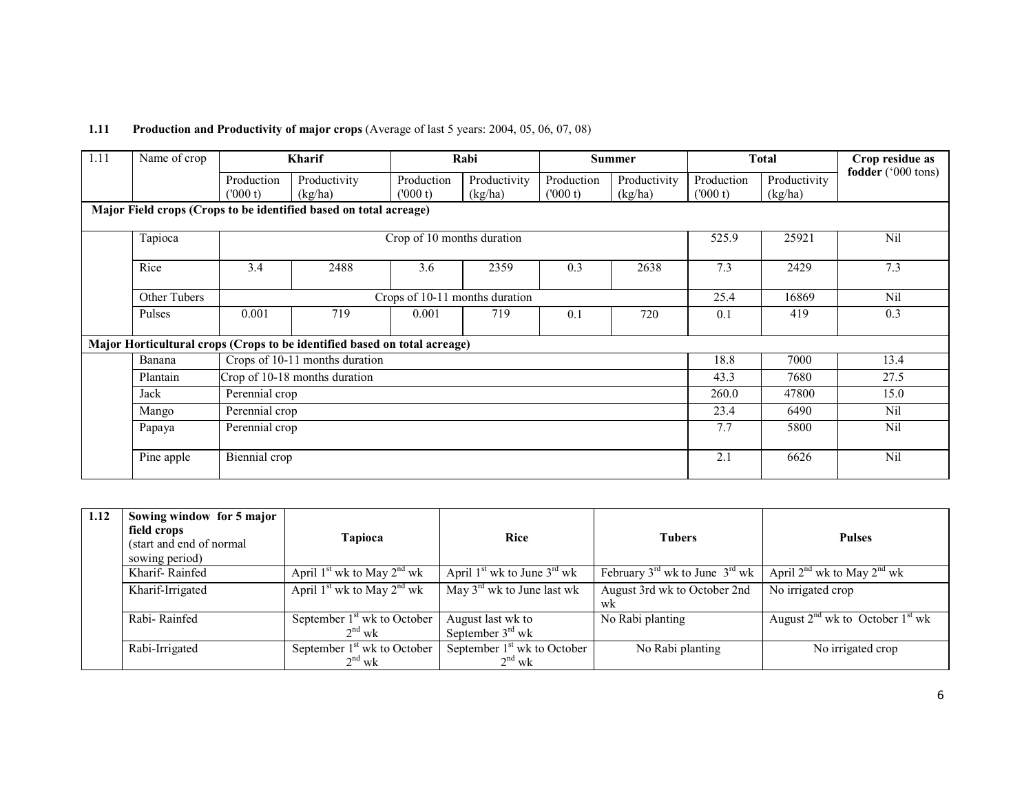**1.11 Production and Productivity of major crops** (Average of last 5 years: 2004, 05, 06, 07, 08)

| 1.11 | Name of crop | Kharif | | Rabi | | Summer | | Total | | Crop residue as fodder ('000 tons) |
|---|---|---|---|---|---|---|---|---|---|---|
| | | Production ('000 t) | Productivity (kg/ha) | Production ('000 t) | Productivity (kg/ha) | Production ('000 t) | Productivity (kg/ha) | Production ('000 t) | Productivity (kg/ha) | |
| **Major Field crops (Crops to be identified based on total acreage)** | | | | | | | | | | |
| | Tapioca | Crop of 10 months duration | | | | | | 525.9 | 25921 | Nil |
| | Rice | 3.4 | 2488 | 3.6 | 2359 | 0.3 | 2638 | 7.3 | 2429 | 7.3 |
| | Other Tubers | Crops of 10-11 months duration | | | | | | 25.4 | 16869 | Nil |
| | Pulses | 0.001 | 719 | 0.001 | 719 | 0.1 | 720 | 0.1 | 419 | 0.3 |
| **Major Horticultural crops (Crops to be identified based on total acreage)** | | | | | | | | | | |
| | Banana | Crops of 10-11 months duration | | | | | | 18.8 | 7000 | 13.4 |
| | Plantain | Crop of 10-18 months duration | | | | | | 43.3 | 7680 | 27.5 |
| | Jack | Perennial crop | | | | | | 260.0 | 47800 | 15.0 |
| | Mango | Perennial crop | | | | | | 23.4 | 6490 | Nil |
| | Papaya | Perennial crop | | | | | | 7.7 | 5800 | Nil |
| | Pine apple | Biennial crop | | | | | | 2.1 | 6626 | Nil |

| 1.12 | Sowing window for 5 major field crops (start and end of normal sowing period) | Tapioca | Rice | Tubers | Pulses |
|---|---|---|---|---|---|
| | Kharif- Rainfed | April 1st wk to May 2nd wk | April 1st wk to June 3rd wk | February 3rd wk to June 3rd wk | April 2nd wk to May 2nd wk |
| | Kharif-Irrigated | April 1st wk to May 2nd wk | May 3rd wk to June last wk | August 3rd wk to October 2nd wk | No irrigated crop |
| | Rabi- Rainfed | September 1st wk to October 2nd wk | August last wk to September 3rd wk | No Rabi planting | August 2nd wk to October 1st wk |
| | Rabi-Irrigated | September 1st wk to October 2nd wk | September 1st wk to October 2nd wk | No Rabi planting | No irrigated crop |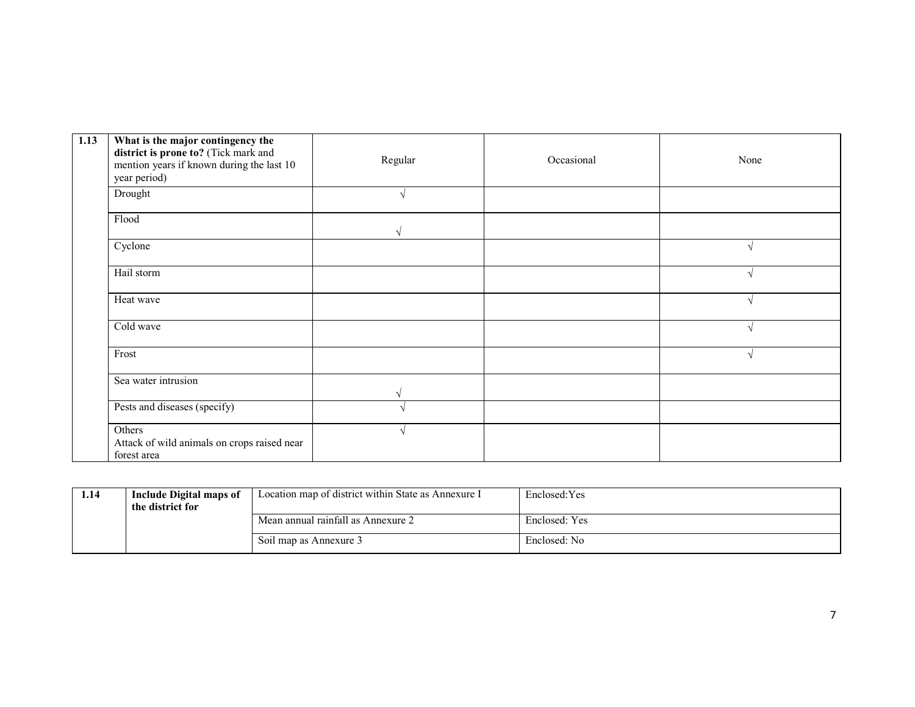| 1.13 | **What is the major contingency the district is prone to?** (Tick mark and mention years if known during the last 10 year period) | Regular | Occasional | None |
|---|---|---|---|---|
| | Drought | √ | | |
| | Flood | √ | | |
| | Cyclone | | | √ |
| | Hail storm | | | √ |
| | Heat wave | | | √ |
| | Cold wave | | | √ |
| | Frost | | | √ |
| | Sea water intrusion | √ | | |
| | Pests and diseases (specify) | √ | | |
| | Others<br>Attack of wild animals on crops raised near forest area | √ | | |

| 1.14 | **Include Digital maps of the district for** | Location map of district within State as Annexure I | Enclosed:Yes |
|---|---|---|---|
| | | Mean annual rainfall as Annexure 2 | Enclosed: Yes |
| | | Soil map as Annexure 3 | Enclosed: No |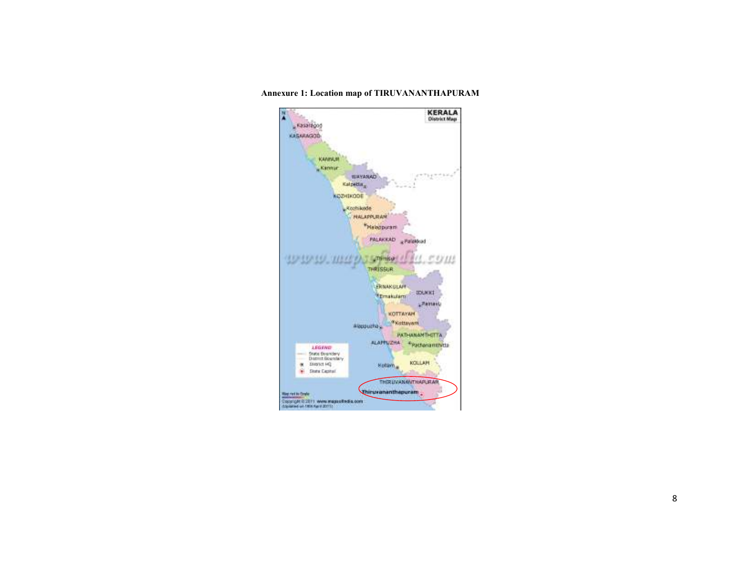**Annexure 1: Location map of TIRUVANANTHAPURAM**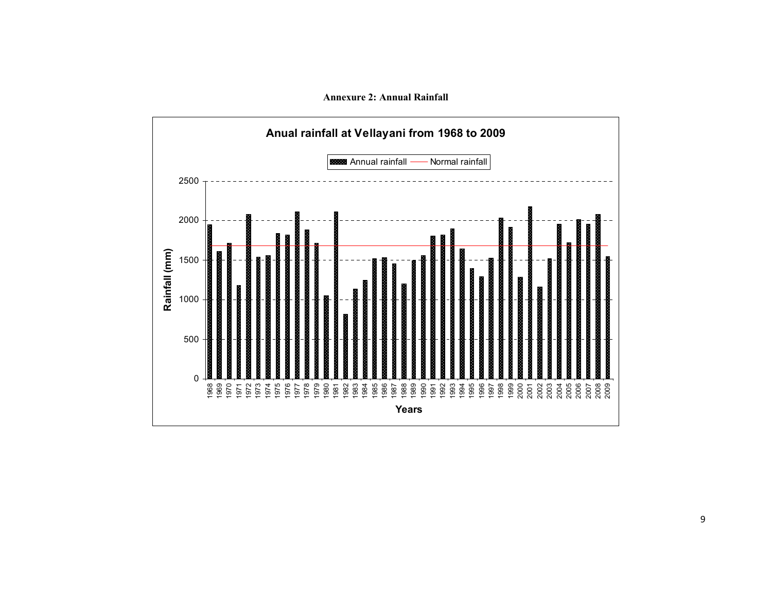**Annexure 2: Annual Rainfall**

Anual rainfall at Vellayani from 1968 to 2009

Annual rainfall — Normal rainfall

Rainfall (mm)

Years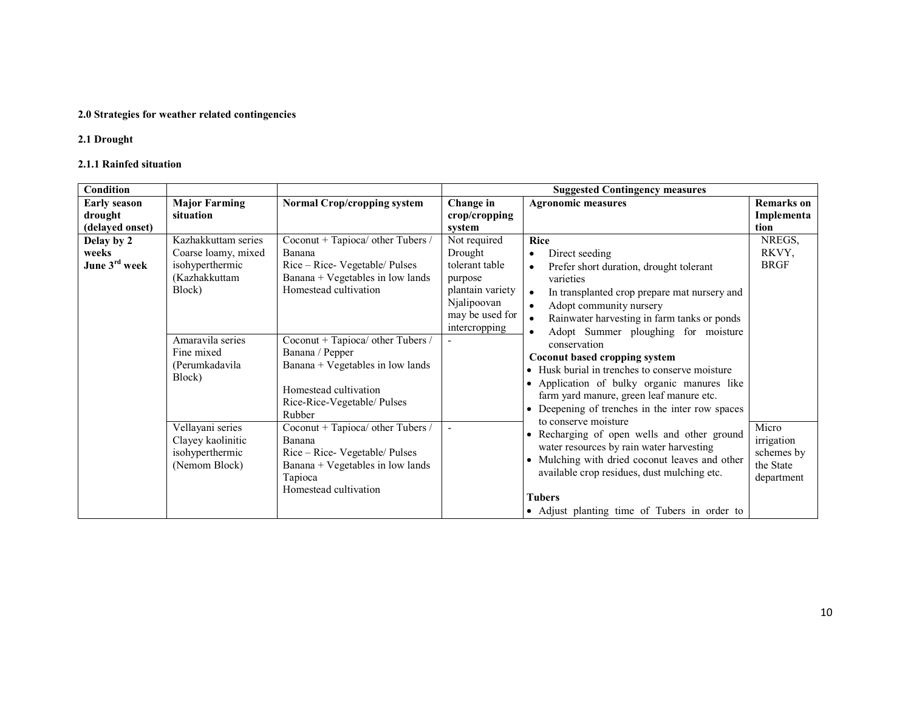**2.0 Strategies for weather related contingencies**

**2.1 Drought**

**2.1.1 Rainfed situation**

| Condition | | | Suggested Contingency measures | | |
|---|---|---|---|---|---|
| **Early season drought (delayed onset)** | **Major Farming situation** | **Normal Crop/cropping system** | **Change in crop/cropping system** | **Agronomic measures** | **Remarks on Implementation** |
| **Delay by 2 weeks June 3rd week** | Kazhakkuttam series Coarse loamy, mixed isohyperthermic (Kazhakkuttam Block) | Coconut + Tapioca/ other Tubers / Banana<br>Rice – Rice- Vegetable/ Pulses<br>Banana + Vegetables in low lands<br>Homestead cultivation | Not required Drought tolerant table purpose plantain variety Njalipoovan may be used for intercropping | **Rice**<br>• Direct seeding<br>• Prefer short duration, drought tolerant varieties<br>• In transplanted crop prepare mat nursery and<br>• Adopt community nursery<br>• Rainwater harvesting in farm tanks or ponds<br>• Adopt Summer ploughing for moisture conservation<br>**Coconut based cropping system**<br>• Husk burial in trenches to conserve moisture<br>• Application of bulky organic manures like farm yard manure, green leaf manure etc.<br>• Deepening of trenches in the inter row spaces to conserve moisture<br>• Recharging of open wells and other ground water resources by rain water harvesting<br>• Mulching with dried coconut leaves and other available crop residues, dust mulching etc.<br>**Tubers**<br>• Adjust planting time of Tubers in order to | NREGS, RKVY, BRGF |
| | Amaravila series Fine mixed (Perumkadavila Block) | Coconut + Tapioca/ other Tubers / Banana / Pepper<br>Banana + Vegetables in low lands<br>Homestead cultivation<br>Rice-Rice-Vegetable/ Pulses<br>Rubber | - | | |
| | Vellayani series Clayey kaolinitic isohyperthermic (Nemom Block) | Coconut + Tapioca/ other Tubers / Banana<br>Rice – Rice- Vegetable/ Pulses<br>Banana + Vegetables in low lands<br>Tapioca<br>Homestead cultivation | - | | Micro irrigation schemes by the State department |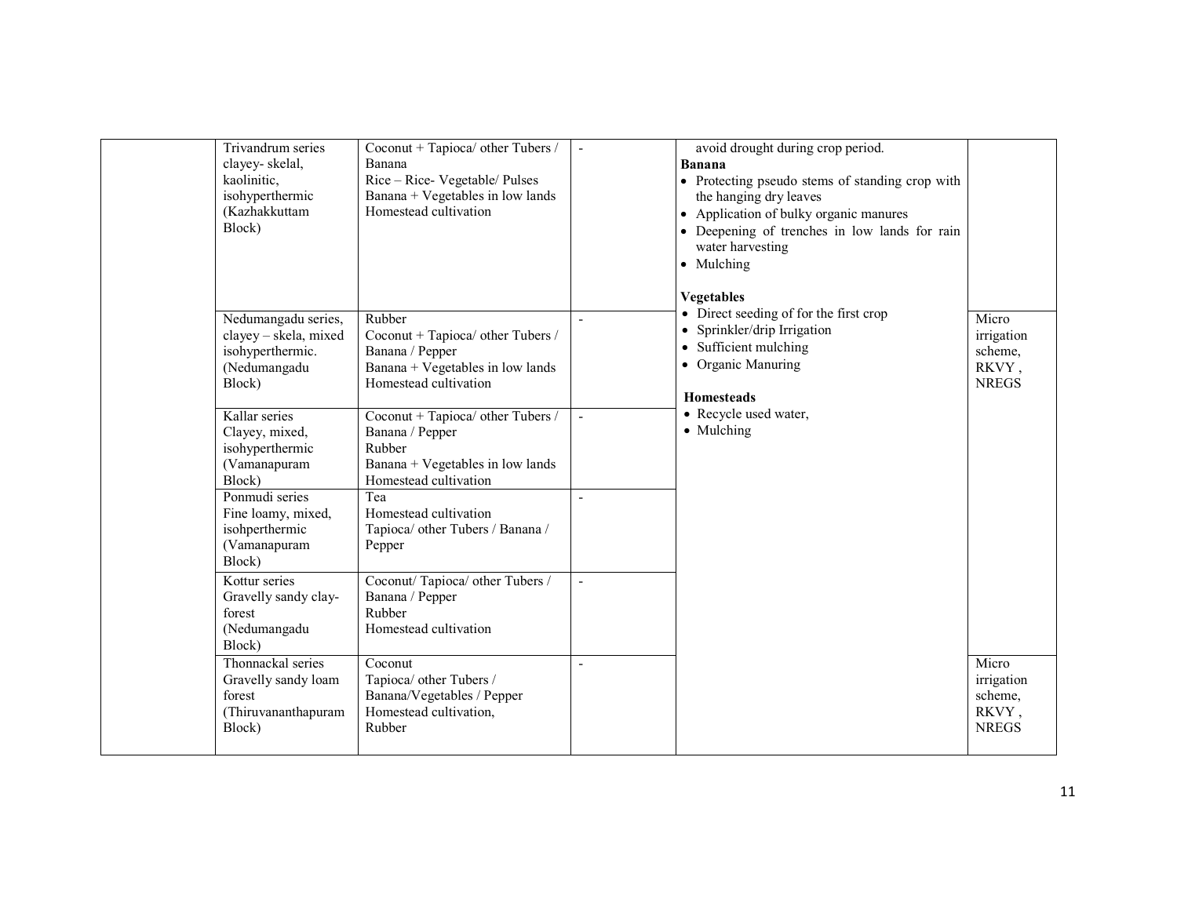| | | | | | |
|---|---|---|---|---|---|
| | Trivandrum series clayey- skelal, kaolinitic, isohyperthermic (Kazhakkuttam Block) | Coconut + Tapioca/ other Tubers / Banana<br>Rice – Rice- Vegetable/ Pulses<br>Banana + Vegetables in low lands<br>Homestead cultivation | - | avoid drought during crop period.<br>**Banana**<br>• Protecting pseudo stems of standing crop with the hanging dry leaves<br>• Application of bulky organic manures<br>• Deepening of trenches in low lands for rain water harvesting<br>• Mulching<br>**Vegetables**<br>• Direct seeding of for the first crop<br>• Sprinkler/drip Irrigation<br>• Sufficient mulching<br>• Organic Manuring<br>**Homesteads**<br>• Recycle used water,<br>• Mulching | |
| | Nedumangadu series, clayey – skela, mixed isohyperthermic. (Nedumangadu Block) | Rubber<br>Coconut + Tapioca/ other Tubers / Banana / Pepper<br>Banana + Vegetables in low lands<br>Homestead cultivation | - | | Micro irrigation scheme, RKVY , NREGS |
| | Kallar series Clayey, mixed, isohyperthermic (Vamanapuram Block) | Coconut + Tapioca/ other Tubers / Banana / Pepper<br>Rubber<br>Banana + Vegetables in low lands<br>Homestead cultivation | - | | |
| | Ponmudi series Fine loamy, mixed, isohperthermic (Vamanapuram Block) | Tea<br>Homestead cultivation<br>Tapioca/ other Tubers / Banana / Pepper | - | | |
| | Kottur series Gravelly sandy clay-forest (Nedumangadu Block) | Coconut/ Tapioca/ other Tubers / Banana / Pepper<br>Rubber<br>Homestead cultivation | - | | |
| | Thonnackal series Gravelly sandy loam forest (Thiruvananthapuram Block) | Coconut<br>Tapioca/ other Tubers /<br>Banana/Vegetables / Pepper<br>Homestead cultivation,<br>Rubber | - | | Micro irrigation scheme, RKVY , NREGS |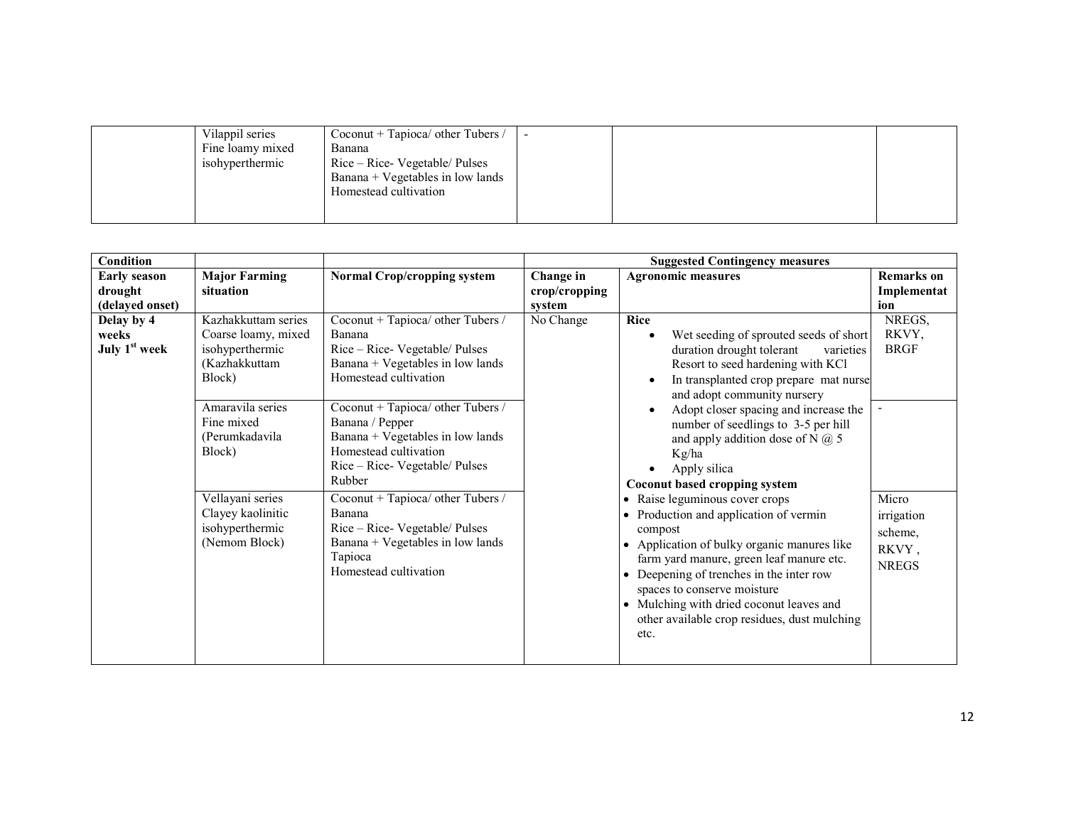| | Vilappil series<br>Fine loamy mixed isohyperthermic | Coconut + Tapioca/ other Tubers / Banana<br>Rice – Rice- Vegetable/ Pulses<br>Banana + Vegetables in low lands<br>Homestead cultivation | - | | |
|---|---|---|---|---|---|

| Condition | | | Suggested Contingency measures | | |
|---|---|---|---|---|---|
| **Early season drought (delayed onset)** | **Major Farming situation** | **Normal Crop/cropping system** | **Change in crop/cropping system** | **Agronomic measures** | **Remarks on Implementation** |
| **Delay by 4 weeks July 1st week** | Kazhakkuttam series<br>Coarse loamy, mixed isohyperthermic (Kazhakkuttam Block) | Coconut + Tapioca/ other Tubers / Banana<br>Rice – Rice- Vegetable/ Pulses<br>Banana + Vegetables in low lands<br>Homestead cultivation | No Change | **Rice**<br>• Wet seeding of sprouted seeds of short duration drought tolerant varieties Resort to seed hardening with KCl<br>• In transplanted crop prepare mat nurse and adopt community nursery<br>• Adopt closer spacing and increase the number of seedlings to 3-5 per hill and apply addition dose of N @ 5 Kg/ha<br>• Apply silica<br>**Coconut based cropping system**<br>• Raise leguminous cover crops<br>• Production and application of vermin compost<br>• Application of bulky organic manures like farm yard manure, green leaf manure etc.<br>• Deepening of trenches in the inter row spaces to conserve moisture<br>• Mulching with dried coconut leaves and other available crop residues, dust mulching etc. | NREGS, RKVY, BRGF |
| | Amaravila series<br>Fine mixed (Perumkadavila Block) | Coconut + Tapioca/ other Tubers / Banana / Pepper<br>Banana + Vegetables in low lands<br>Homestead cultivation<br>Rice – Rice- Vegetable/ Pulses<br>Rubber | | | - |
| | Vellayani series<br>Clayey kaolinitic isohyperthermic (Nemom Block) | Coconut + Tapioca/ other Tubers / Banana<br>Rice – Rice- Vegetable/ Pulses<br>Banana + Vegetables in low lands<br>Tapioca<br>Homestead cultivation | | | Micro irrigation scheme, RKVY, NREGS |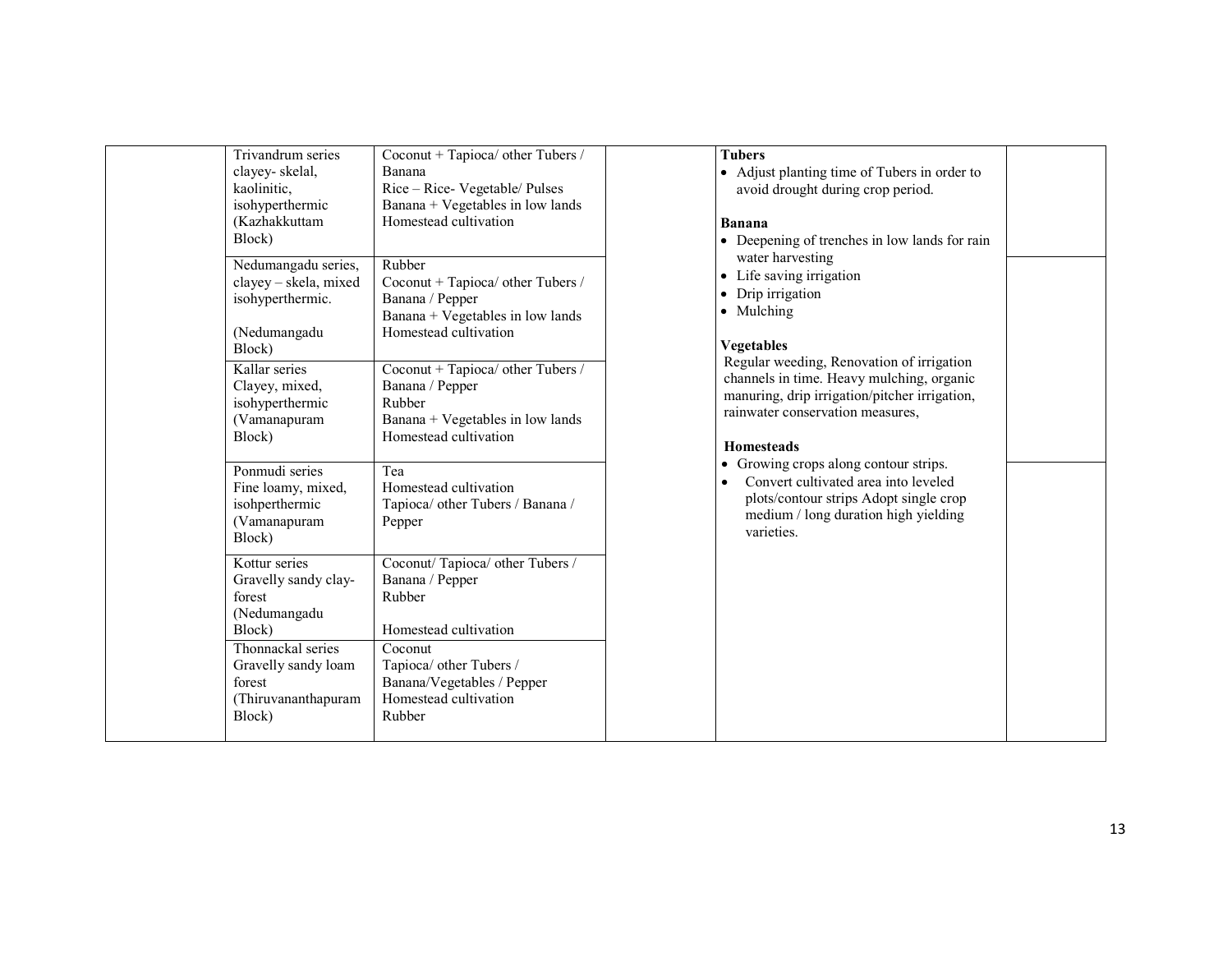|  | Trivandrum series clayey- skelal, kaolinitic, isohyperthermic (Kazhakkuttam Block) | Coconut + Tapioca/ other Tubers / Banana<br>Rice – Rice- Vegetable/ Pulses<br>Banana + Vegetables in low lands<br>Homestead cultivation |  | **Tubers**<br>• Adjust planting time of Tubers in order to avoid drought during crop period.<br><br>**Banana**<br>• Deepening of trenches in low lands for rain water harvesting<br>• Life saving irrigation<br>• Drip irrigation<br>• Mulching<br><br>**Vegetables**<br>Regular weeding, Renovation of irrigation channels in time. Heavy mulching, organic manuring, drip irrigation/pitcher irrigation, rainwater conservation measures,<br><br>**Homesteads**<br>• Growing crops along contour strips.<br>• Convert cultivated area into leveled plots/contour strips Adopt single crop medium / long duration high yielding varieties. |  |
|---|---|---|---|---|---|
|  | Nedumangadu series, clayey – skela, mixed isohyperthermic.<br><br>(Nedumangadu Block) | Rubber<br>Coconut + Tapioca/ other Tubers / Banana / Pepper<br>Banana + Vegetables in low lands<br>Homestead cultivation |  |  |  |
|  | Kallar series Clayey, mixed, isohyperthermic (Vamanapuram Block) | Coconut + Tapioca/ other Tubers / Banana / Pepper<br>Rubber<br>Banana + Vegetables in low lands<br>Homestead cultivation |  |  |  |
|  | Ponmudi series Fine loamy, mixed, isohperthermic (Vamanapuram Block) | Tea<br>Homestead cultivation<br>Tapioca/ other Tubers / Banana / Pepper |  |  |  |
|  | Kottur series Gravelly sandy clay- forest (Nedumangadu Block) | Coconut/ Tapioca/ other Tubers / Banana / Pepper<br>Rubber<br><br>Homestead cultivation |  |  |  |
|  | Thonnackal series Gravelly sandy loam forest (Thiruvananthapuram Block) | Coconut<br>Tapioca/ other Tubers /<br>Banana/Vegetables / Pepper<br>Homestead cultivation<br>Rubber |  |  |  |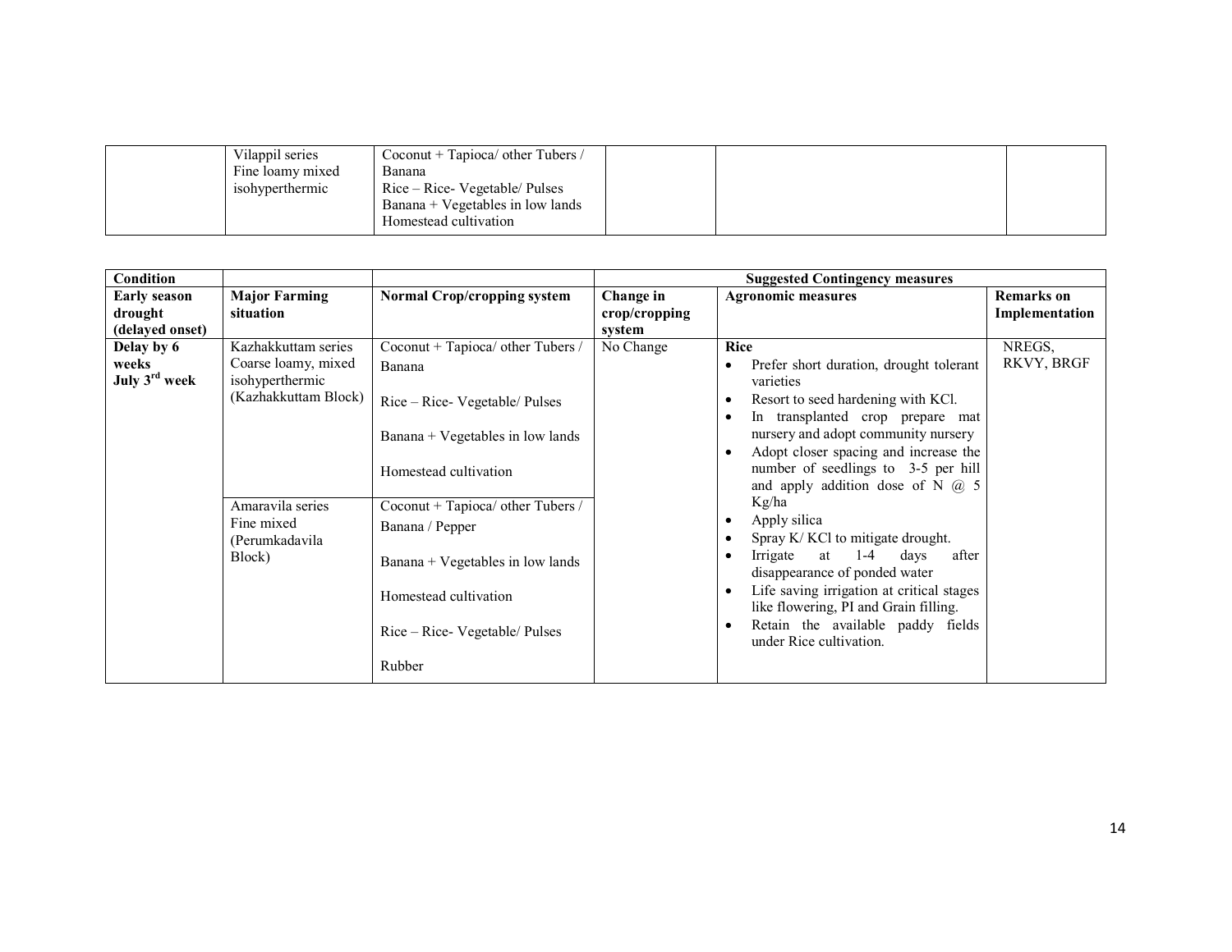| | Vilappil series Fine loamy mixed isohyperthermic | Coconut + Tapioca/ other Tubers / Banana<br>Rice – Rice- Vegetable/ Pulses<br>Banana + Vegetables in low lands<br>Homestead cultivation | | | |
|---|---|---|---|---|---|

| Condition | | | Suggested Contingency measures | | |
|---|---|---|---|---|---|
| **Early season drought (delayed onset)** | **Major Farming situation** | **Normal Crop/cropping system** | **Change in crop/cropping system** | **Agronomic measures** | **Remarks on Implementation** |
| **Delay by 6 weeks July 3rd week** | Kazhakkuttam series Coarse loamy, mixed isohyperthermic (Kazhakkuttam Block) | Coconut + Tapioca/ other Tubers / Banana<br><br>Rice – Rice- Vegetable/ Pulses<br><br>Banana + Vegetables in low lands<br><br>Homestead cultivation | No Change | **Rice**<br>• Prefer short duration, drought tolerant varieties<br>• Resort to seed hardening with KCl.<br>• In transplanted crop prepare mat nursery and adopt community nursery<br>• Adopt closer spacing and increase the number of seedlings to 3-5 per hill and apply addition dose of N @ 5 Kg/ha<br>• Apply silica<br>• Spray K/ KCl to mitigate drought.<br>• Irrigate at 1-4 days after disappearance of ponded water<br>• Life saving irrigation at critical stages like flowering, PI and Grain filling.<br>• Retain the available paddy fields under Rice cultivation. | NREGS, RKVY, BRGF |
| | Amaravila series Fine mixed (Perumkadavila Block) | Coconut + Tapioca/ other Tubers / Banana / Pepper<br><br>Banana + Vegetables in low lands<br><br>Homestead cultivation<br><br>Rice – Rice- Vegetable/ Pulses<br><br>Rubber | | | |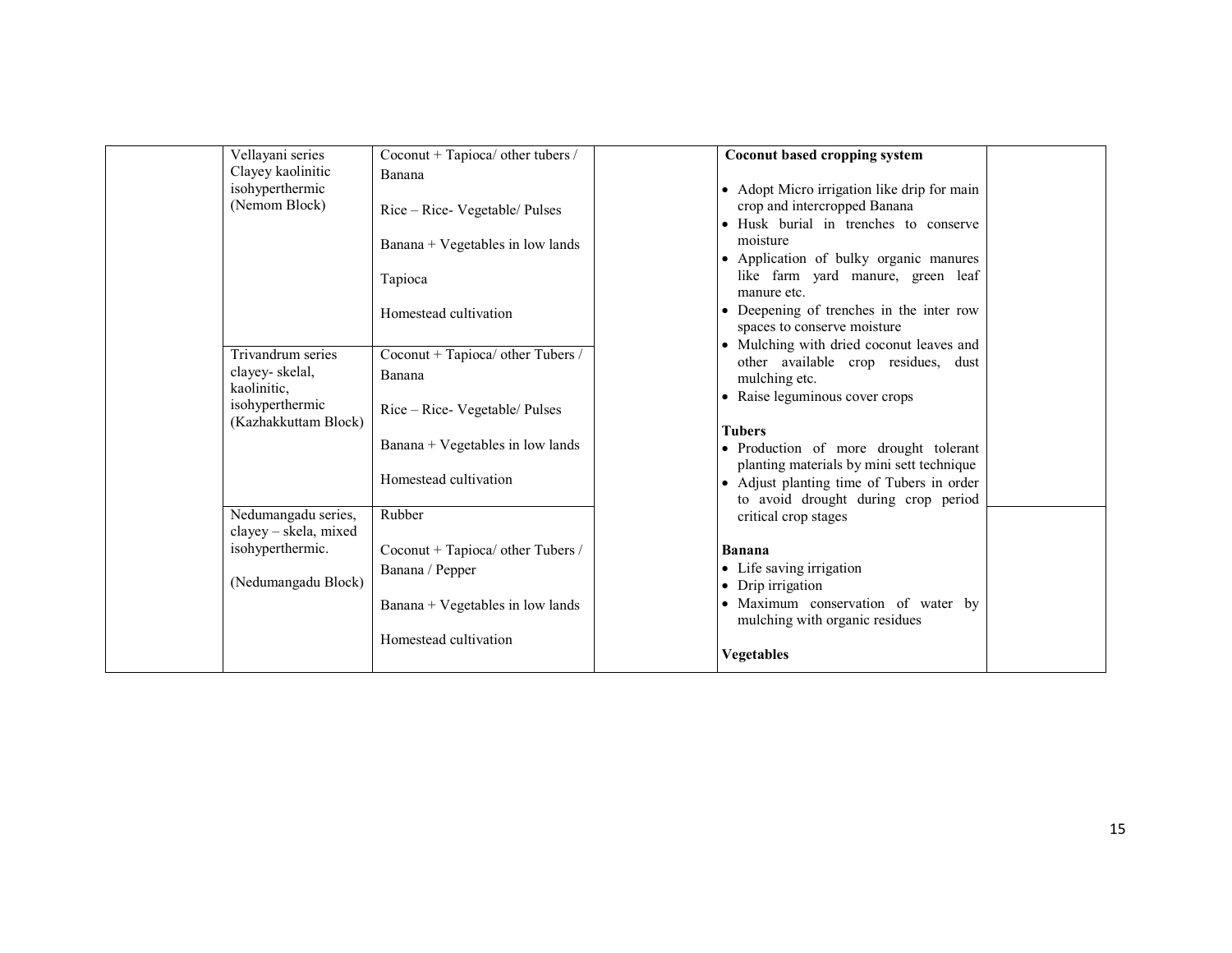| | | | | | |
|---|---|---|---|---|---|
| | Vellayani series Clayey kaolinitic isohyperthermic (Nemom Block) | Coconut + Tapioca/ other tubers / Banana<br><br>Rice – Rice- Vegetable/ Pulses<br><br>Banana + Vegetables in low lands<br><br>Tapioca<br><br>Homestead cultivation | | **Coconut based cropping system**<br><br>• Adopt Micro irrigation like drip for main crop and intercropped Banana<br>• Husk burial in trenches to conserve moisture<br>• Application of bulky organic manures like farm yard manure, green leaf manure etc.<br>• Deepening of trenches in the inter row spaces to conserve moisture<br>• Mulching with dried coconut leaves and other available crop residues, dust mulching etc.<br>• Raise leguminous cover crops<br><br>**Tubers**<br>• Production of more drought tolerant planting materials by mini sett technique<br>• Adjust planting time of Tubers in order to avoid drought during crop period critical crop stages<br><br>**Banana**<br>• Life saving irrigation<br>• Drip irrigation<br>• Maximum conservation of water by mulching with organic residues<br><br>**Vegetables** | |
| | Trivandrum series clayey- skelal, kaolinitic, isohyperthermic (Kazhakkuttam Block) | Coconut + Tapioca/ other Tubers / Banana<br><br>Rice – Rice- Vegetable/ Pulses<br><br>Banana + Vegetables in low lands<br><br>Homestead cultivation | | | |
| | Nedumangadu series, clayey – skela, mixed isohyperthermic.<br><br>(Nedumangadu Block) | Rubber<br><br>Coconut + Tapioca/ other Tubers / Banana / Pepper<br><br>Banana + Vegetables in low lands<br><br>Homestead cultivation | | | |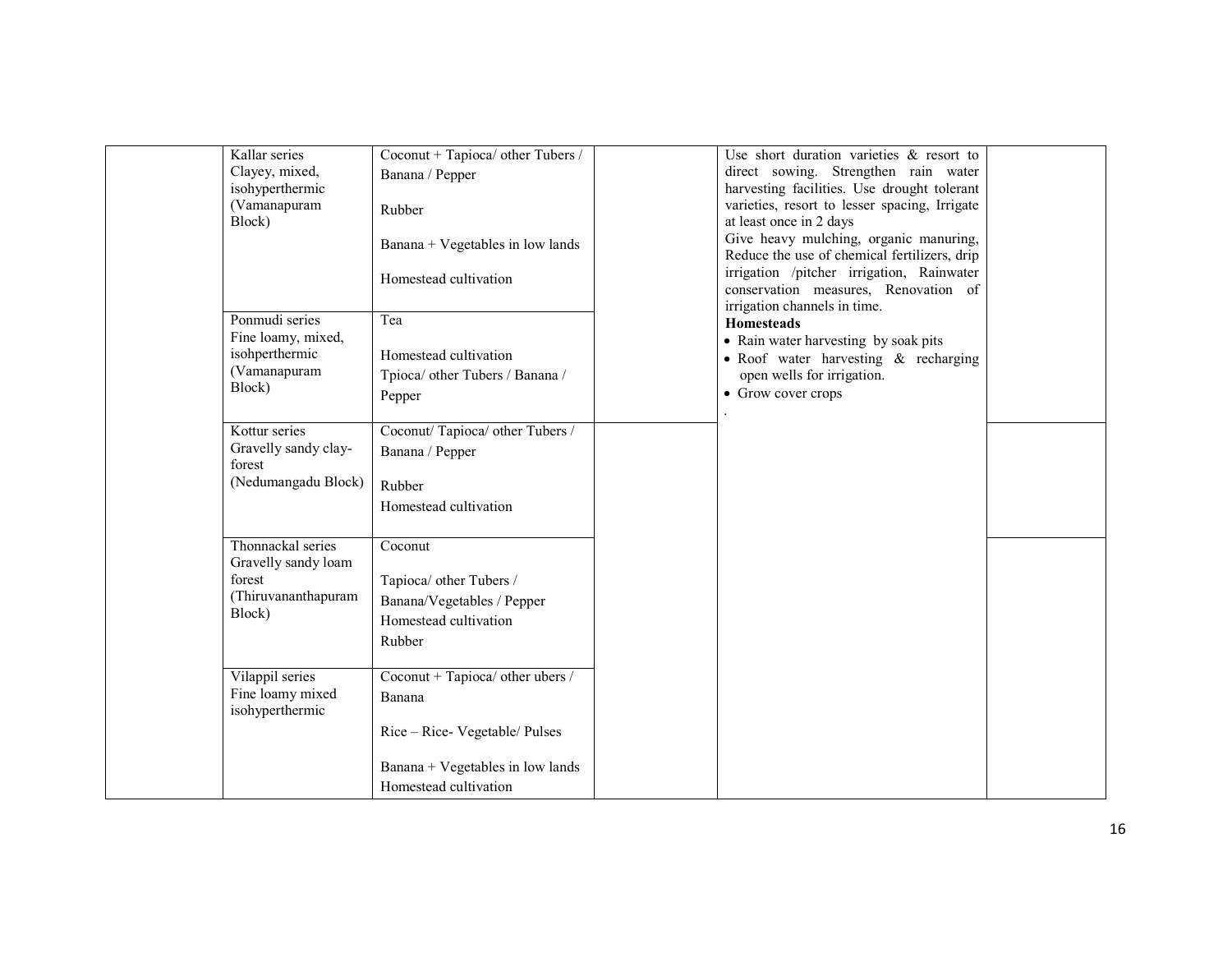| | | | | | |
|---|---|---|---|---|---|
| | Kallar series Clayey, mixed, isohyperthermic (Vamanapuram Block) | Coconut + Tapioca/ other Tubers / Banana / Pepper<br><br>Rubber<br><br>Banana + Vegetables in low lands<br><br>Homestead cultivation | | Use short duration varieties & resort to direct sowing. Strengthen rain water harvesting facilities. Use drought tolerant varieties, resort to lesser spacing, Irrigate at least once in 2 days<br>Give heavy mulching, organic manuring, Reduce the use of chemical fertilizers, drip irrigation /pitcher irrigation, Rainwater conservation measures, Renovation of irrigation channels in time.<br>**Homesteads**<br>• Rain water harvesting by soak pits<br>• Roof water harvesting & recharging open wells for irrigation.<br>• Grow cover crops<br>. | |
| | Ponmudi series Fine loamy, mixed, isohperthermic (Vamanapuram Block) | Tea<br><br>Homestead cultivation<br>Tpioca/ other Tubers / Banana / Pepper | | | |
| | Kottur series Gravelly sandy clay-forest (Nedumangadu Block) | Coconut/ Tapioca/ other Tubers / Banana / Pepper<br><br>Rubber<br>Homestead cultivation | | | |
| | Thonnackal series Gravelly sandy loam forest (Thiruvananthapuram Block) | Coconut<br><br>Tapioca/ other Tubers / Banana/Vegetables / Pepper<br>Homestead cultivation<br>Rubber | | | |
| | Vilappil series Fine loamy mixed isohyperthermic | Coconut + Tapioca/ other ubers / Banana<br><br>Rice – Rice- Vegetable/ Pulses<br><br>Banana + Vegetables in low lands<br>Homestead cultivation | | | |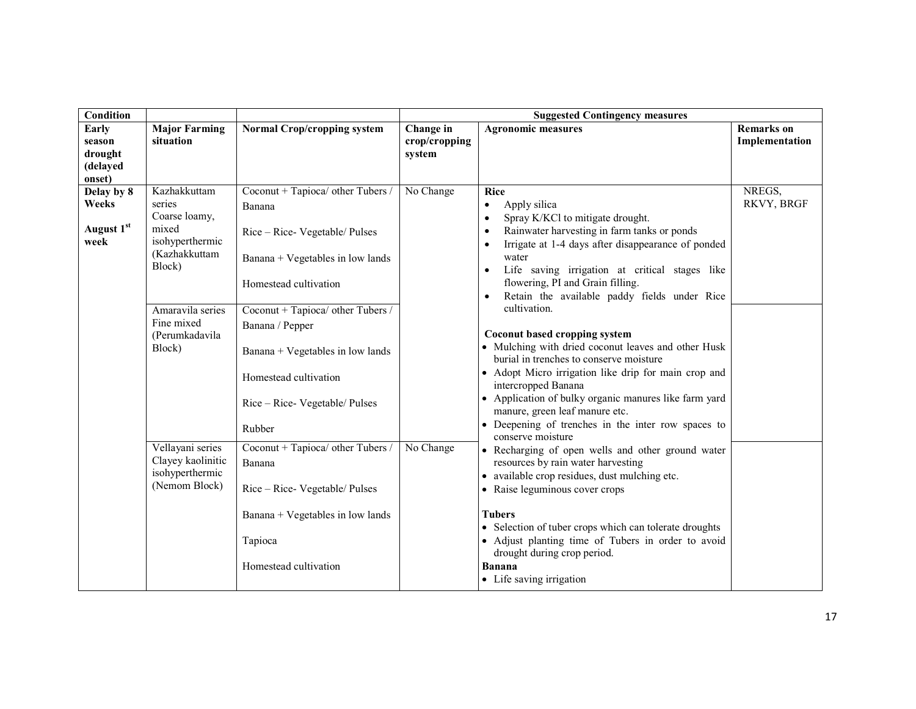| Condition | | | Suggested Contingency measures | | |
|---|---|---|---|---|---|
| **Early season drought (delayed onset)** | **Major Farming situation** | **Normal Crop/cropping system** | **Change in crop/cropping system** | **Agronomic measures** | **Remarks on Implementation** |
| **Delay by 8 Weeks**<br><br>**August 1st week** | Kazhakkuttam series Coarse loamy, mixed isohyperthermic (Kazhakkuttam Block) | Coconut + Tapioca/ other Tubers / Banana<br><br>Rice – Rice- Vegetable/ Pulses<br><br>Banana + Vegetables in low lands<br><br>Homestead cultivation | No Change | **Rice**<br>• Apply silica<br>• Spray K/KCl to mitigate drought.<br>• Rainwater harvesting in farm tanks or ponds<br>• Irrigate at 1-4 days after disappearance of ponded water<br>• Life saving irrigation at critical stages like flowering, PI and Grain filling.<br>• Retain the available paddy fields under Rice cultivation.<br><br>**Coconut based cropping system**<br>• Mulching with dried coconut leaves and other Husk burial in trenches to conserve moisture<br>• Adopt Micro irrigation like drip for main crop and intercropped Banana<br>• Application of bulky organic manures like farm yard manure, green leaf manure etc.<br>• Deepening of trenches in the inter row spaces to conserve moisture<br>• Recharging of open wells and other ground water resources by rain water harvesting<br>• available crop residues, dust mulching etc.<br>• Raise leguminous cover crops<br><br>**Tubers**<br>• Selection of tuber crops which can tolerate droughts<br>• Adjust planting time of Tubers in order to avoid drought during crop period.<br>**Banana**<br>• Life saving irrigation | NREGS, RKVY, BRGF |
| | Amaravila series Fine mixed (Perumkadavila Block) | Coconut + Tapioca/ other Tubers / Banana / Pepper<br><br>Banana + Vegetables in low lands<br><br>Homestead cultivation<br><br>Rice – Rice- Vegetable/ Pulses<br><br>Rubber | | | |
| | Vellayani series Clayey kaolinitic isohyperthermic (Nemom Block) | Coconut + Tapioca/ other Tubers / Banana<br><br>Rice – Rice- Vegetable/ Pulses<br><br>Banana + Vegetables in low lands<br><br>Tapioca<br><br>Homestead cultivation | No Change | | |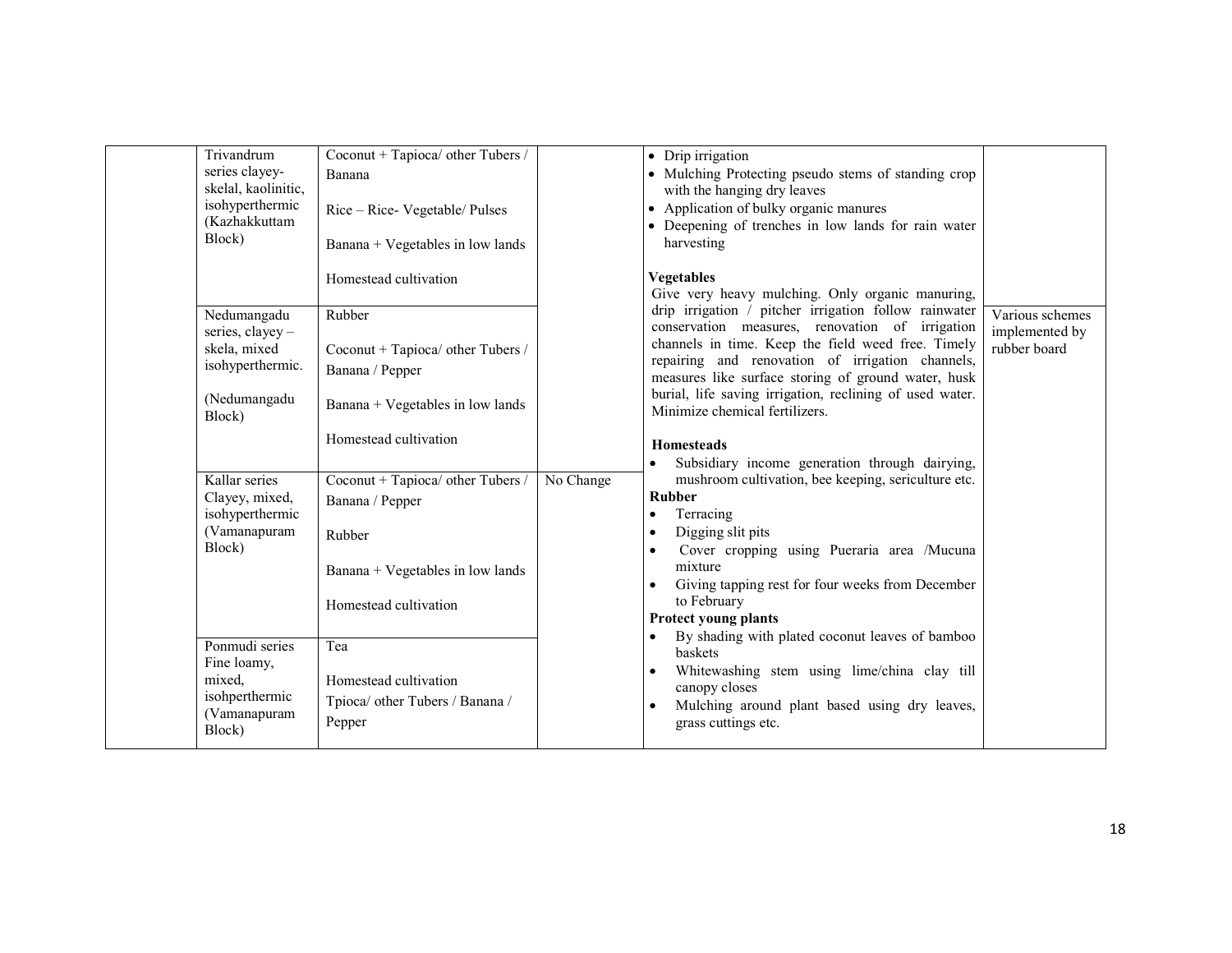| | | | | | |
|---|---|---|---|---|---|
| | Trivandrum series clayey-skelal, kaolinitic, isohyperthermic (Kazhakkuttam Block) | Coconut + Tapioca/ other Tubers / Banana<br><br>Rice – Rice- Vegetable/ Pulses<br><br>Banana + Vegetables in low lands<br><br>Homestead cultivation | | • Drip irrigation<br>• Mulching Protecting pseudo stems of standing crop with the hanging dry leaves<br>• Application of bulky organic manures<br>• Deepening of trenches in low lands for rain water harvesting<br><br>**Vegetables**<br>Give very heavy mulching. Only organic manuring, drip irrigation / pitcher irrigation follow rainwater conservation measures, renovation of irrigation channels in time. Keep the field weed free. Timely repairing and renovation of irrigation channels, measures like surface storing of ground water, husk burial, life saving irrigation, reclining of used water. Minimize chemical fertilizers.<br><br>**Homesteads**<br>• Subsidiary income generation through dairying, mushroom cultivation, bee keeping, sericulture etc.<br>**Rubber**<br>• Terracing<br>• Digging slit pits<br>• Cover cropping using Pueraria area /Mucuna mixture<br>• Giving tapping rest for four weeks from December to February<br>**Protect young plants**<br>• By shading with plated coconut leaves of bamboo baskets<br>• Whitewashing stem using lime/china clay till canopy closes<br>• Mulching around plant based using dry leaves, grass cuttings etc. | |
| | Nedumangadu series, clayey – skela, mixed isohyperthermic.<br><br>(Nedumangadu Block) | Rubber<br><br>Coconut + Tapioca/ other Tubers / Banana / Pepper<br><br>Banana + Vegetables in low lands<br><br>Homestead cultivation | | | Various schemes implemented by rubber board |
| | Kallar series Clayey, mixed, isohyperthermic (Vamanapuram Block) | Coconut + Tapioca/ other Tubers / Banana / Pepper<br><br>Rubber<br><br>Banana + Vegetables in low lands<br><br>Homestead cultivation | No Change | | |
| | Ponmudi series Fine loamy, mixed, isohperthermic (Vamanapuram Block) | Tea<br><br>Homestead cultivation<br>Tpioca/ other Tubers / Banana / Pepper | | | |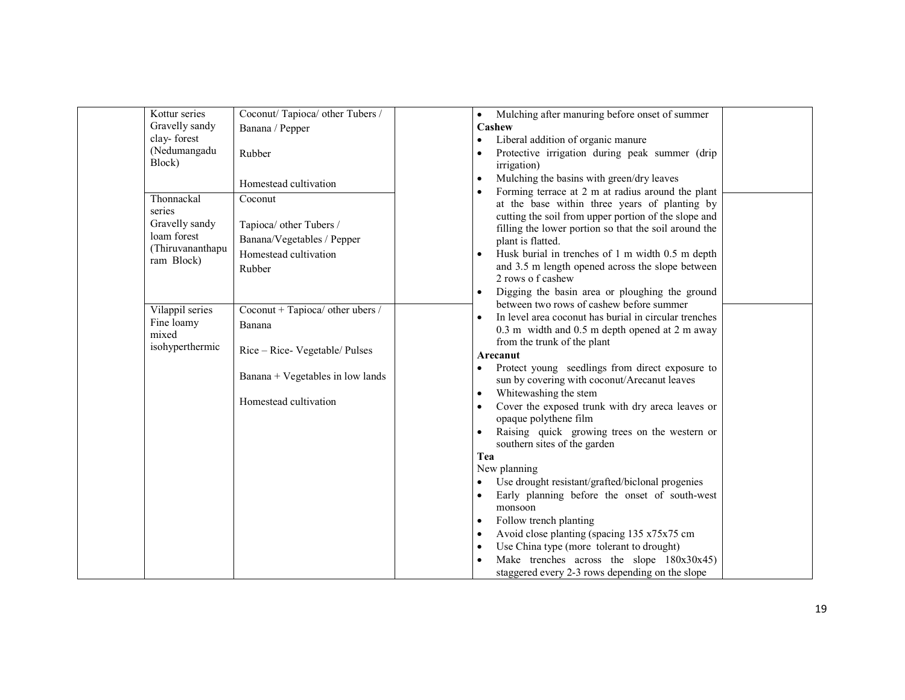| | | | | | |
|---|---|---|---|---|---|
| | Kottur series Gravelly sandy clay- forest (Nedumangadu Block) | Coconut/ Tapioca/ other Tubers / Banana / Pepper<br><br>Rubber<br><br>Homestead cultivation | | • Mulching after manuring before onset of summer<br>**Cashew**<br>• Liberal addition of organic manure<br>• Protective irrigation during peak summer (drip irrigation)<br>• Mulching the basins with green/dry leaves<br>• Forming terrace at 2 m at radius around the plant at the base within three years of planting by cutting the soil from upper portion of the slope and filling the lower portion so that the soil around the plant is flatted.<br>• Husk burial in trenches of 1 m width 0.5 m depth and 3.5 m length opened across the slope between 2 rows o f cashew<br>• Digging the basin area or ploughing the ground between two rows of cashew before summer<br>• In level area coconut has burial in circular trenches 0.3 m width and 0.5 m depth opened at 2 m away from the trunk of the plant<br>**Arecanut**<br>• Protect young seedlings from direct exposure to sun by covering with coconut/Arecanut leaves<br>• Whitewashing the stem<br>• Cover the exposed trunk with dry areca leaves or opaque polythene film<br>• Raising quick growing trees on the western or southern sites of the garden<br>**Tea**<br>New planning<br>• Use drought resistant/grafted/biclonal progenies<br>• Early planning before the onset of south-west monsoon<br>• Follow trench planting<br>• Avoid close planting (spacing 135 x75x75 cm<br>• Use China type (more tolerant to drought)<br>• Make trenches across the slope 180x30x45) staggered every 2-3 rows depending on the slope | |
| | Thonnackal series Gravelly sandy loam forest (Thiruvananthapuram Block) | Coconut<br><br>Tapioca/ other Tubers / Banana/Vegetables / Pepper<br>Homestead cultivation<br>Rubber | | | |
| | Vilappil series Fine loamy mixed isohyperthermic | Coconut + Tapioca/ other ubers / Banana<br><br>Rice – Rice- Vegetable/ Pulses<br><br>Banana + Vegetables in low lands<br><br>Homestead cultivation | | | |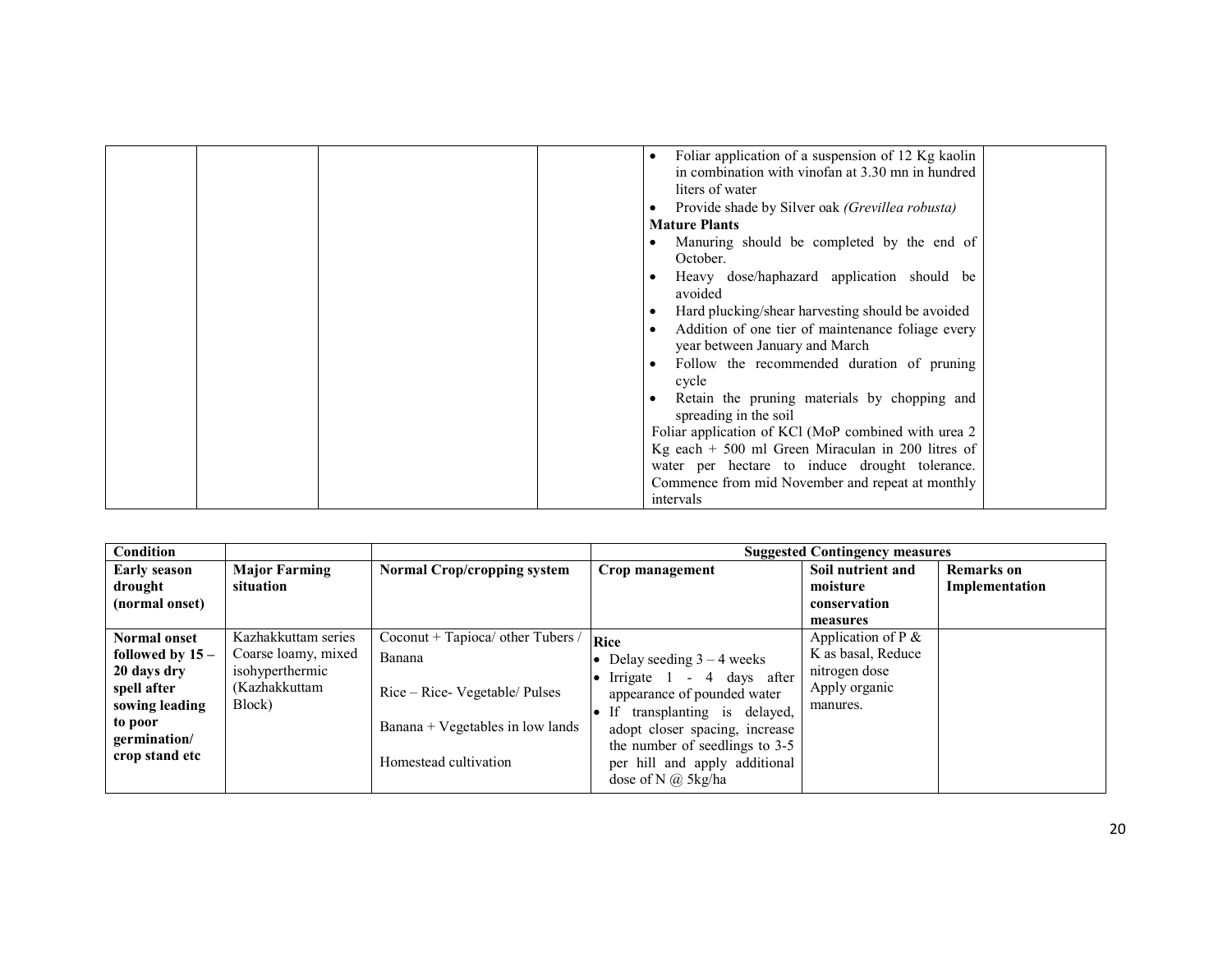| | | | | • Foliar application of a suspension of 12 Kg kaolin in combination with vinofan at 3.30 mn in hundred liters of water<br>• Provide shade by Silver oak *(Grevillea robusta)*<br>**Mature Plants**<br>• Manuring should be completed by the end of October.<br>• Heavy dose/haphazard application should be avoided<br>• Hard plucking/shear harvesting should be avoided<br>• Addition of one tier of maintenance foliage every year between January and March<br>• Follow the recommended duration of pruning cycle<br>• Retain the pruning materials by chopping and spreading in the soil<br>Foliar application of KCl (MoP combined with urea 2 Kg each + 500 ml Green Miraculan in 200 litres of water per hectare to induce drought tolerance. Commence from mid November and repeat at monthly intervals | |
|---|---|---|---|---|---|

| **Condition** | | | **Suggested Contingency measures** | | |
|---|---|---|---|---|---|
| **Early season drought (normal onset)** | **Major Farming situation** | **Normal Crop/cropping system** | **Crop management** | **Soil nutrient and moisture conservation measures** | **Remarks on Implementation** |
| **Normal onset followed by 15 – 20 days dry spell after sowing leading to poor germination/ crop stand etc** | Kazhakkuttam series Coarse loamy, mixed isohyperthermic (Kazhakkuttam Block) | Coconut + Tapioca/ other Tubers / Banana<br><br>Rice – Rice- Vegetable/ Pulses<br><br>Banana + Vegetables in low lands<br><br>Homestead cultivation | **Rice**<br>• Delay seeding 3 – 4 weeks<br>• Irrigate 1 - 4 days after appearance of pounded water<br>• If transplanting is delayed, adopt closer spacing, increase the number of seedlings to 3-5 per hill and apply additional dose of N @ 5kg/ha | Application of P & K as basal, Reduce nitrogen dose Apply organic manures. | |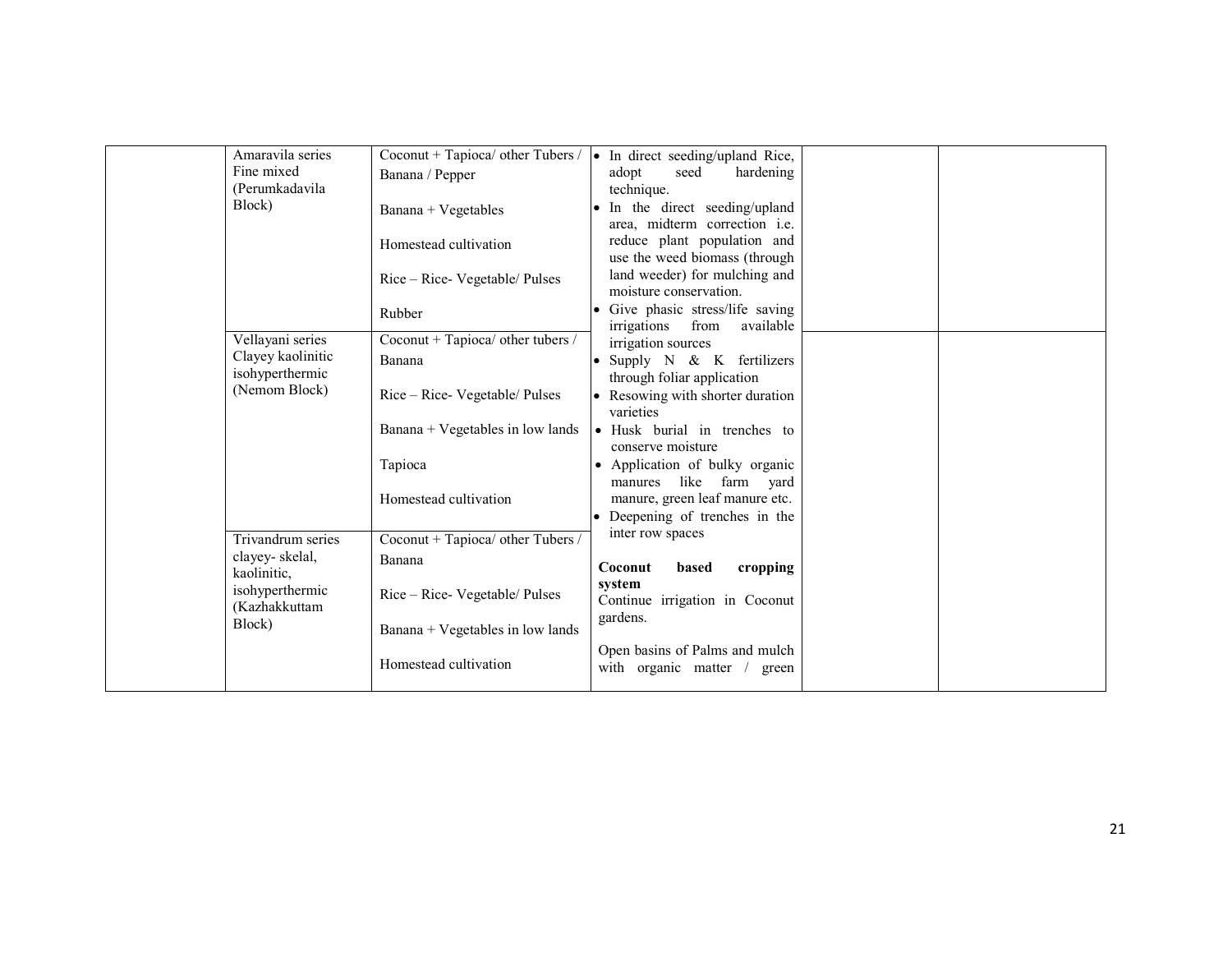| | | | | | |
|---|---|---|---|---|---|
| | Amaravila series Fine mixed (Perumkadavila Block) | Coconut + Tapioca/ other Tubers / Banana / Pepper<br><br>Banana + Vegetables<br><br>Homestead cultivation<br><br>Rice – Rice- Vegetable/ Pulses<br><br>Rubber | • In direct seeding/upland Rice, adopt seed hardening technique.<br>• In the direct seeding/upland area, midterm correction i.e. reduce plant population and use the weed biomass (through land weeder) for mulching and moisture conservation.<br>• Give phasic stress/life saving irrigations from available irrigation sources<br>• Supply N & K fertilizers through foliar application<br>• Resowing with shorter duration varieties<br>• Husk burial in trenches to conserve moisture<br>• Application of bulky organic manures like farm yard manure, green leaf manure etc.<br>• Deepening of trenches in the inter row spaces<br><br>**Coconut based cropping system**<br>Continue irrigation in Coconut gardens.<br><br>Open basins of Palms and mulch with organic matter / green | | |
| | Vellayani series Clayey kaolinitic isohyperthermic (Nemom Block) | Coconut + Tapioca/ other tubers / Banana<br><br>Rice – Rice- Vegetable/ Pulses<br><br>Banana + Vegetables in low lands<br><br>Tapioca<br><br>Homestead cultivation | | | |
| | Trivandrum series clayey- skelal, kaolinitic, isohyperthermic (Kazhakkuttam Block) | Coconut + Tapioca/ other Tubers / Banana<br><br>Rice – Rice- Vegetable/ Pulses<br><br>Banana + Vegetables in low lands<br><br>Homestead cultivation | | | |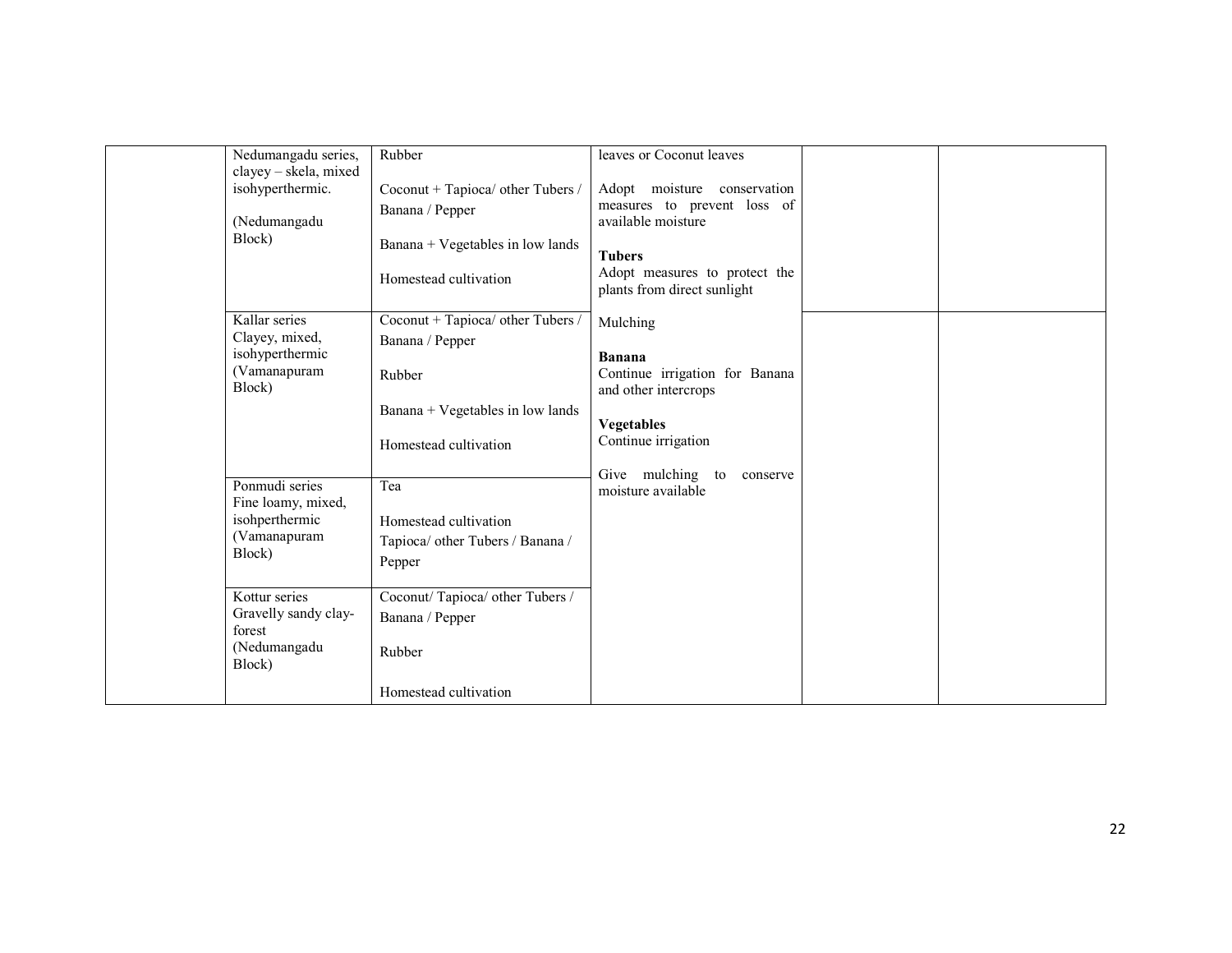| | | | | | |
|---|---|---|---|---|---|
| | Nedumangadu series, clayey – skela, mixed isohyperthermic.<br><br>(Nedumangadu Block) | Rubber<br><br>Coconut + Tapioca/ other Tubers / Banana / Pepper<br><br>Banana + Vegetables in low lands<br><br>Homestead cultivation | leaves or Coconut leaves<br><br>Adopt moisture conservation measures to prevent loss of available moisture<br><br>**Tubers**<br>Adopt measures to protect the plants from direct sunlight<br><br>Mulching<br><br>**Banana**<br>Continue irrigation for Banana and other intercrops<br><br>**Vegetables**<br>Continue irrigation<br><br>Give mulching to conserve moisture available | | |
| | Kallar series Clayey, mixed, isohyperthermic (Vamanapuram Block) | Coconut + Tapioca/ other Tubers / Banana / Pepper<br><br>Rubber<br><br>Banana + Vegetables in low lands<br><br>Homestead cultivation | | | |
| | Ponmudi series Fine loamy, mixed, isohperthermic (Vamanapuram Block) | Tea<br><br>Homestead cultivation<br>Tapioca/ other Tubers / Banana / Pepper | | | |
| | Kottur series Gravelly sandy clay-forest (Nedumangadu Block) | Coconut/ Tapioca/ other Tubers / Banana / Pepper<br><br>Rubber<br><br>Homestead cultivation | | | |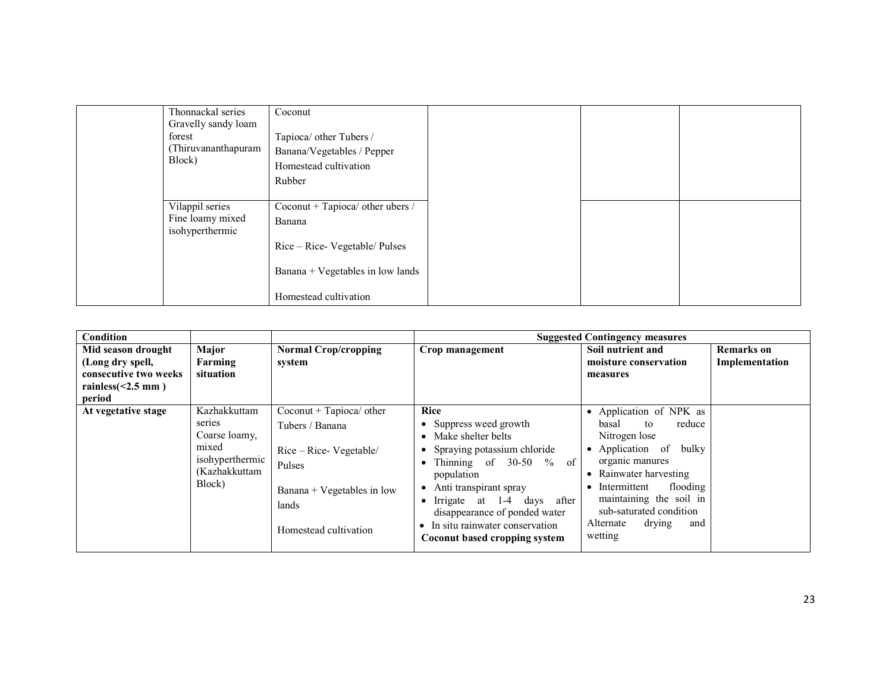| | | | | | |
|---|---|---|---|---|---|
| | Thonnackal series Gravelly sandy loam forest (Thiruvananthapuram Block) | Coconut<br><br>Tapioca/ other Tubers / Banana/Vegetables / Pepper<br>Homestead cultivation<br>Rubber | | | |
| | Vilappil series Fine loamy mixed isohyperthermic | Coconut + Tapioca/ other ubers / Banana<br><br>Rice – Rice- Vegetable/ Pulses<br><br>Banana + Vegetables in low lands<br><br>Homestead cultivation | | | |

| Condition | | | Suggested Contingency measures | | |
|---|---|---|---|---|---|
| **Mid season drought (Long dry spell, consecutive two weeks rainless(<2.5 mm ) period** | **Major Farming situation** | **Normal Crop/cropping system** | **Crop management** | **Soil nutrient and moisture conservation measures** | **Remarks on Implementation** |
| **At vegetative stage** | Kazhakkuttam series Coarse loamy, mixed isohyperthermic (Kazhakkuttam Block) | Coconut + Tapioca/ other Tubers / Banana<br><br>Rice – Rice- Vegetable/ Pulses<br><br>Banana + Vegetables in low lands<br><br>Homestead cultivation | **Rice**<br>• Suppress weed growth<br>• Make shelter belts<br>• Spraying potassium chloride<br>• Thinning of 30-50 % of population<br>• Anti transpirant spray<br>• Irrigate at 1-4 days after disappearance of ponded water<br>• In situ rainwater conservation<br>**Coconut based cropping system** | • Application of NPK as basal to reduce Nitrogen lose<br>• Application of bulky organic manures<br>• Rainwater harvesting<br>• Intermittent flooding maintaining the soil in sub-saturated condition<br>Alternate drying and wetting | |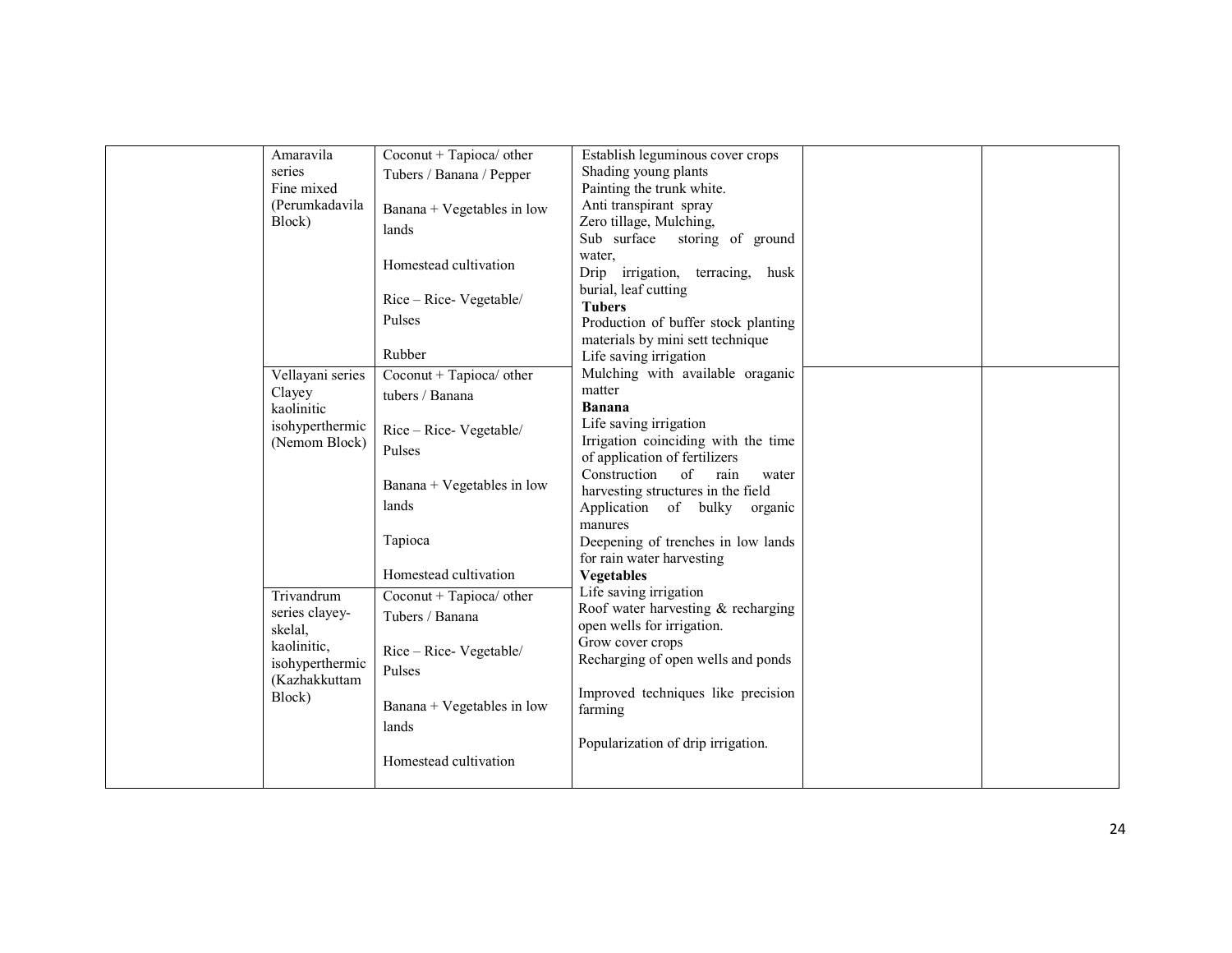| | | | | | |
|---|---|---|---|---|---|
| | Amaravila series Fine mixed (Perumkadavila Block) | Coconut + Tapioca/ other Tubers / Banana / Pepper<br><br>Banana + Vegetables in low lands<br><br>Homestead cultivation<br><br>Rice – Rice- Vegetable/ Pulses<br><br>Rubber | Establish leguminous cover crops<br>Shading young plants<br>Painting the trunk white.<br>Anti transpirant spray<br>Zero tillage, Mulching,<br>Sub surface storing of ground water,<br>Drip irrigation, terracing, husk burial, leaf cutting<br>**Tubers**<br>Production of buffer stock planting materials by mini sett technique<br>Life saving irrigation<br>Mulching with available oraganic matter<br>**Banana**<br>Life saving irrigation<br>Irrigation coinciding with the time of application of fertilizers<br>Construction of rain water harvesting structures in the field<br>Application of bulky organic manures<br>Deepening of trenches in low lands for rain water harvesting<br>**Vegetables**<br>Life saving irrigation<br>Roof water harvesting & recharging open wells for irrigation.<br>Grow cover crops<br>Recharging of open wells and ponds<br><br>Improved techniques like precision farming<br><br>Popularization of drip irrigation. | | |
| | Vellayani series Clayey kaolinitic isohyperthermic (Nemom Block) | Coconut + Tapioca/ other tubers / Banana<br><br>Rice – Rice- Vegetable/ Pulses<br><br>Banana + Vegetables in low lands<br><br>Tapioca<br><br>Homestead cultivation | | | |
| | Trivandrum series clayey-skelal, kaolinitic, isohyperthermic (Kazhakkuttam Block) | Coconut + Tapioca/ other Tubers / Banana<br><br>Rice – Rice- Vegetable/ Pulses<br><br>Banana + Vegetables in low lands<br><br>Homestead cultivation | | | |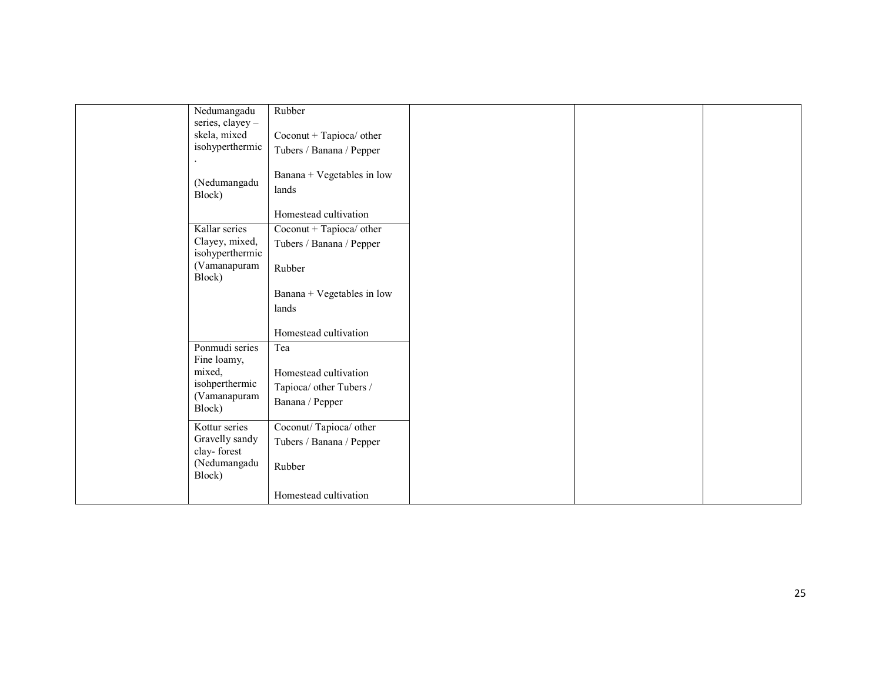| | | | | | |
|---|---|---|---|---|---|
| | Nedumangadu series, clayey – skela, mixed isohyperthermic.<br><br>(Nedumangadu Block) | Rubber<br><br>Coconut + Tapioca/ other Tubers / Banana / Pepper<br><br>Banana + Vegetables in low lands<br><br>Homestead cultivation | | | |
| | Kallar series Clayey, mixed, isohyperthermic (Vamanapuram Block) | Coconut + Tapioca/ other Tubers / Banana / Pepper<br><br>Rubber<br><br>Banana + Vegetables in low lands<br><br>Homestead cultivation | | | |
| | Ponmudi series Fine loamy, mixed, isohperthermic (Vamanapuram Block) | Tea<br><br>Homestead cultivation Tapioca/ other Tubers / Banana / Pepper | | | |
| | Kottur series Gravelly sandy clay- forest (Nedumangadu Block) | Coconut/ Tapioca/ other Tubers / Banana / Pepper<br><br>Rubber<br><br>Homestead cultivation | | | |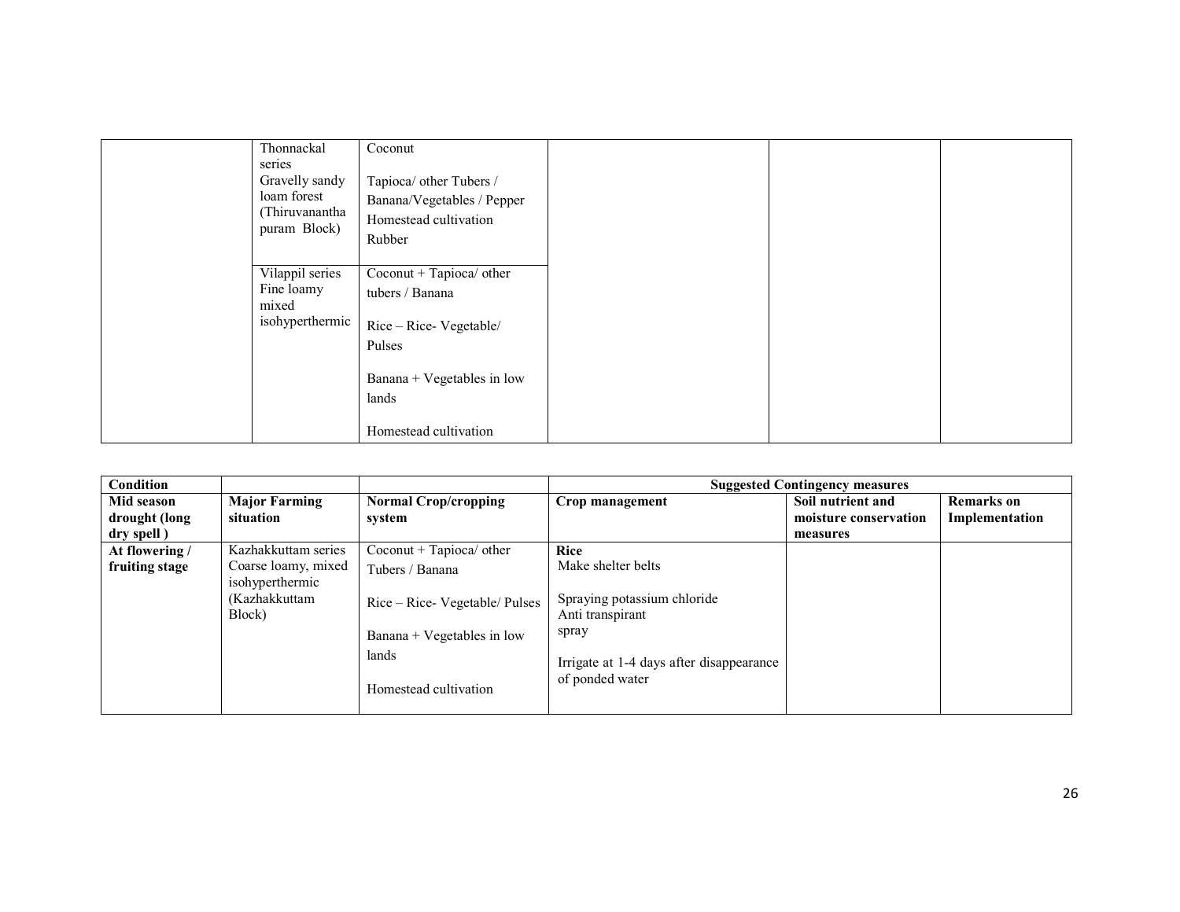| | | | | | |
|---|---|---|---|---|---|
| | Thonnackal series Gravelly sandy loam forest (Thiruvananthapuram Block) | Coconut<br><br>Tapioca/ other Tubers / Banana/Vegetables / Pepper<br>Homestead cultivation<br>Rubber | | | |
| | Vilappil series Fine loamy mixed isohyperthermic | Coconut + Tapioca/ other tubers / Banana<br><br>Rice – Rice- Vegetable/ Pulses<br><br>Banana + Vegetables in low lands<br><br>Homestead cultivation | | | |

| Condition | | | Suggested Contingency measures | | |
|---|---|---|---|---|---|
| **Mid season drought (long dry spell )** | **Major Farming situation** | **Normal Crop/cropping system** | **Crop management** | **Soil nutrient and moisture conservation measures** | **Remarks on Implementation** |
| **At flowering / fruiting stage** | Kazhakkuttam series Coarse loamy, mixed isohyperthermic (Kazhakkuttam Block) | Coconut + Tapioca/ other Tubers / Banana<br><br>Rice – Rice- Vegetable/ Pulses<br><br>Banana + Vegetables in low lands<br><br>Homestead cultivation | **Rice**<br>Make shelter belts<br><br>Spraying potassium chloride<br>Anti transpirant spray<br><br>Irrigate at 1-4 days after disappearance of ponded water | | |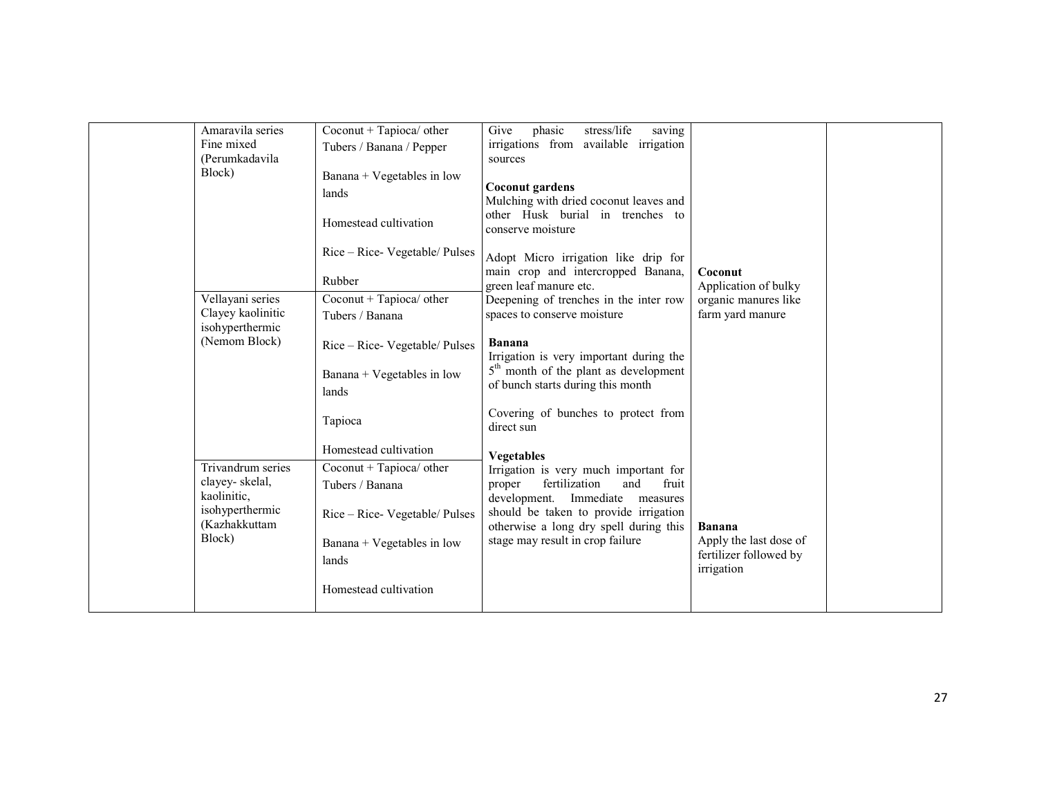| | | | | | |
|---|---|---|---|---|---|
| | Amaravila series Fine mixed (Perumkadavila Block) | Coconut + Tapioca/ other Tubers / Banana / Pepper<br><br>Banana + Vegetables in low lands<br><br>Homestead cultivation<br><br>Rice – Rice- Vegetable/ Pulses<br><br>Rubber | Give phasic stress/life saving irrigations from available irrigation sources<br><br>**Coconut gardens**<br>Mulching with dried coconut leaves and other Husk burial in trenches to conserve moisture<br><br>Adopt Micro irrigation like drip for main crop and intercropped Banana, green leaf manure etc. | **Coconut**<br>Application of bulky organic manures like farm yard manure | |
| | Vellayani series Clayey kaolinitic isohyperthermic (Nemom Block) | Coconut + Tapioca/ other Tubers / Banana<br><br>Rice – Rice- Vegetable/ Pulses<br><br>Banana + Vegetables in low lands<br><br>Tapioca<br><br>Homestead cultivation | Deepening of trenches in the inter row spaces to conserve moisture<br><br>**Banana**<br>Irrigation is very important during the 5th month of the plant as development of bunch starts during this month<br><br>Covering of bunches to protect from direct sun | | |
| | Trivandrum series clayey- skelal, kaolinitic, isohyperthermic (Kazhakkuttam Block) | Coconut + Tapioca/ other Tubers / Banana<br><br>Rice – Rice- Vegetable/ Pulses<br><br>Banana + Vegetables in low lands<br><br>Homestead cultivation | **Vegetables**<br>Irrigation is very much important for proper fertilization and fruit development. Immediate measures should be taken to provide irrigation otherwise a long dry spell during this stage may result in crop failure | **Banana**<br>Apply the last dose of fertilizer followed by irrigation | |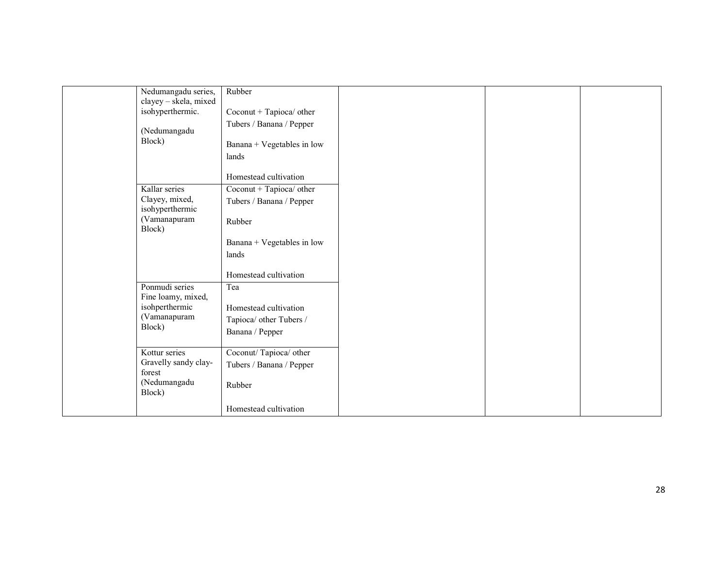| | | | | | |
|---|---|---|---|---|---|
| | Nedumangadu series, clayey – skela, mixed isohyperthermic.<br><br>(Nedumangadu Block) | Rubber<br><br>Coconut + Tapioca/ other Tubers / Banana / Pepper<br><br>Banana + Vegetables in low lands<br><br>Homestead cultivation | | | |
| | Kallar series Clayey, mixed, isohyperthermic (Vamanapuram Block) | Coconut + Tapioca/ other Tubers / Banana / Pepper<br><br>Rubber<br><br>Banana + Vegetables in low lands<br><br>Homestead cultivation | | | |
| | Ponmudi series Fine loamy, mixed, isohperthermic (Vamanapuram Block) | Tea<br><br>Homestead cultivation Tapioca/ other Tubers / Banana / Pepper | | | |
| | Kottur series Gravelly sandy clay-forest (Nedumangadu Block) | Coconut/ Tapioca/ other Tubers / Banana / Pepper<br><br>Rubber<br><br>Homestead cultivation | | | |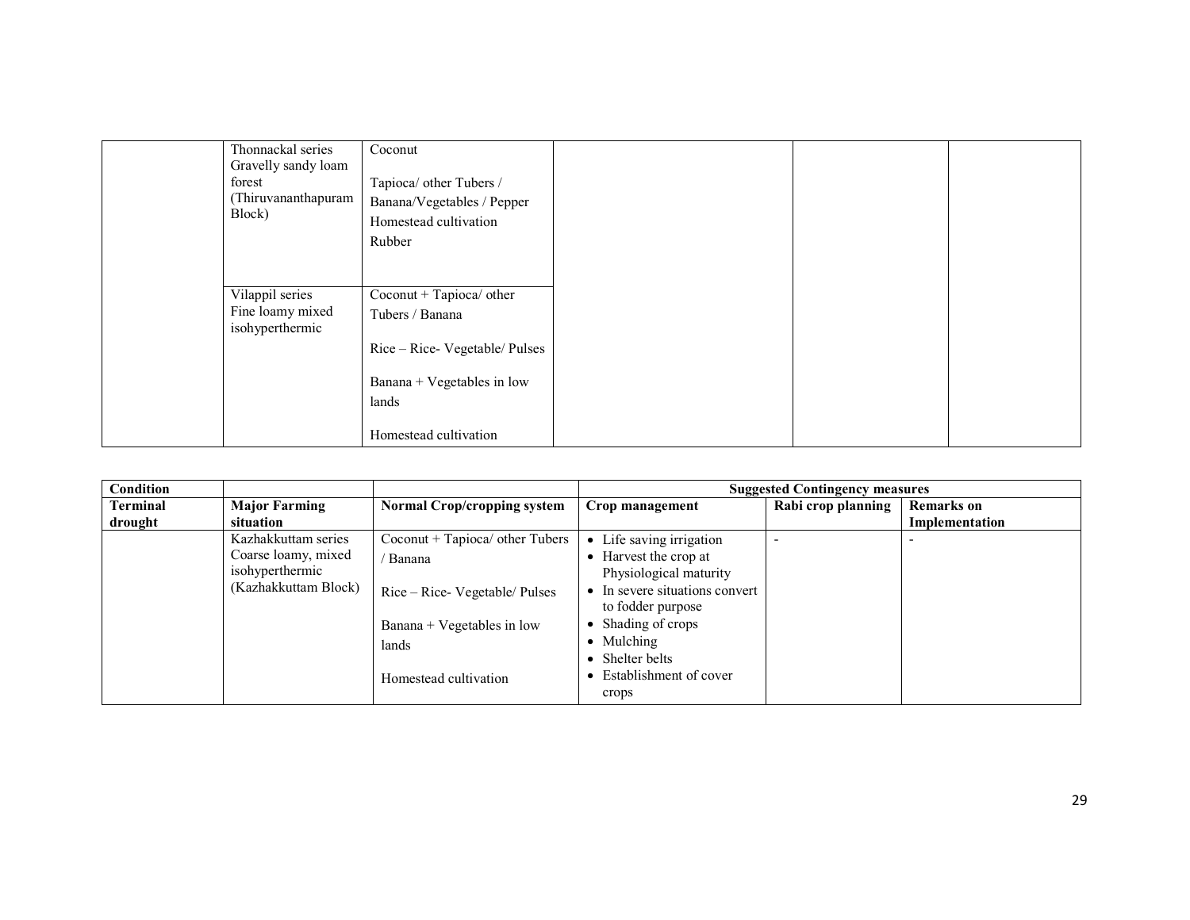| | | | | | |
|---|---|---|---|---|---|
| | Thonnackal series Gravelly sandy loam forest (Thiruvananthapuram Block) | Coconut<br><br>Tapioca/ other Tubers / Banana/Vegetables / Pepper<br>Homestead cultivation<br>Rubber | | | |
| | Vilappil series Fine loamy mixed isohyperthermic | Coconut + Tapioca/ other Tubers / Banana<br><br>Rice – Rice- Vegetable/ Pulses<br><br>Banana + Vegetables in low lands<br><br>Homestead cultivation | | | |

| **Condition** | | | **Suggested Contingency measures** | | |
|---|---|---|---|---|---|
| **Terminal drought** | **Major Farming situation** | **Normal Crop/cropping system** | **Crop management** | **Rabi crop planning** | **Remarks on Implementation** |
| | Kazhakkuttam series Coarse loamy, mixed isohyperthermic (Kazhakkuttam Block) | Coconut + Tapioca/ other Tubers / Banana<br><br>Rice – Rice- Vegetable/ Pulses<br><br>Banana + Vegetables in low lands<br><br>Homestead cultivation | • Life saving irrigation<br>• Harvest the crop at Physiological maturity<br>• In severe situations convert to fodder purpose<br>• Shading of crops<br>• Mulching<br>• Shelter belts<br>• Establishment of cover crops | - | - |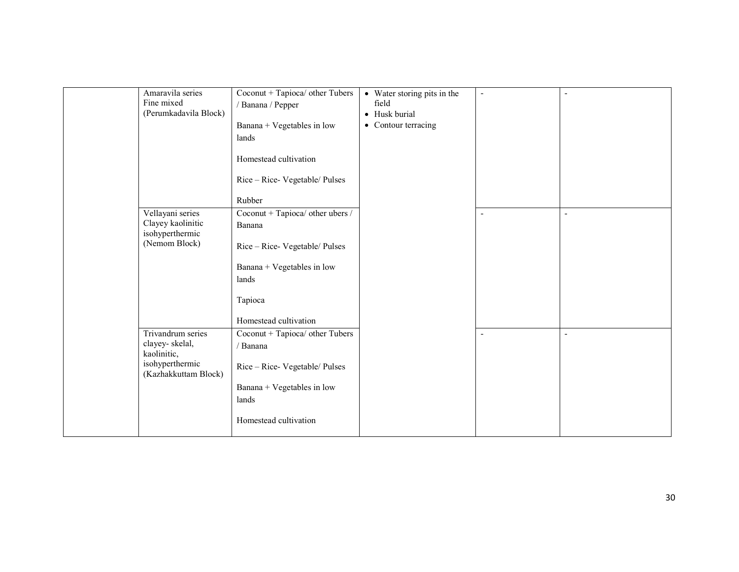| | | | | | |
|---|---|---|---|---|---|
| | Amaravila series Fine mixed (Perumkadavila Block) | Coconut + Tapioca/ other Tubers / Banana / Pepper<br><br>Banana + Vegetables in low lands<br><br>Homestead cultivation<br><br>Rice – Rice- Vegetable/ Pulses<br><br>Rubber | • Water storing pits in the field<br>• Husk burial<br>• Contour terracing | - | - |
| | Vellayani series Clayey kaolinitic isohyperthermic (Nemom Block) | Coconut + Tapioca/ other ubers / Banana<br><br>Rice – Rice- Vegetable/ Pulses<br><br>Banana + Vegetables in low lands<br><br>Tapioca<br><br>Homestead cultivation | | - | - |
| | Trivandrum series clayey- skelal, kaolinitic, isohyperthermic (Kazhakkuttam Block) | Coconut + Tapioca/ other Tubers / Banana<br><br>Rice – Rice- Vegetable/ Pulses<br><br>Banana + Vegetables in low lands<br><br>Homestead cultivation | | - | - |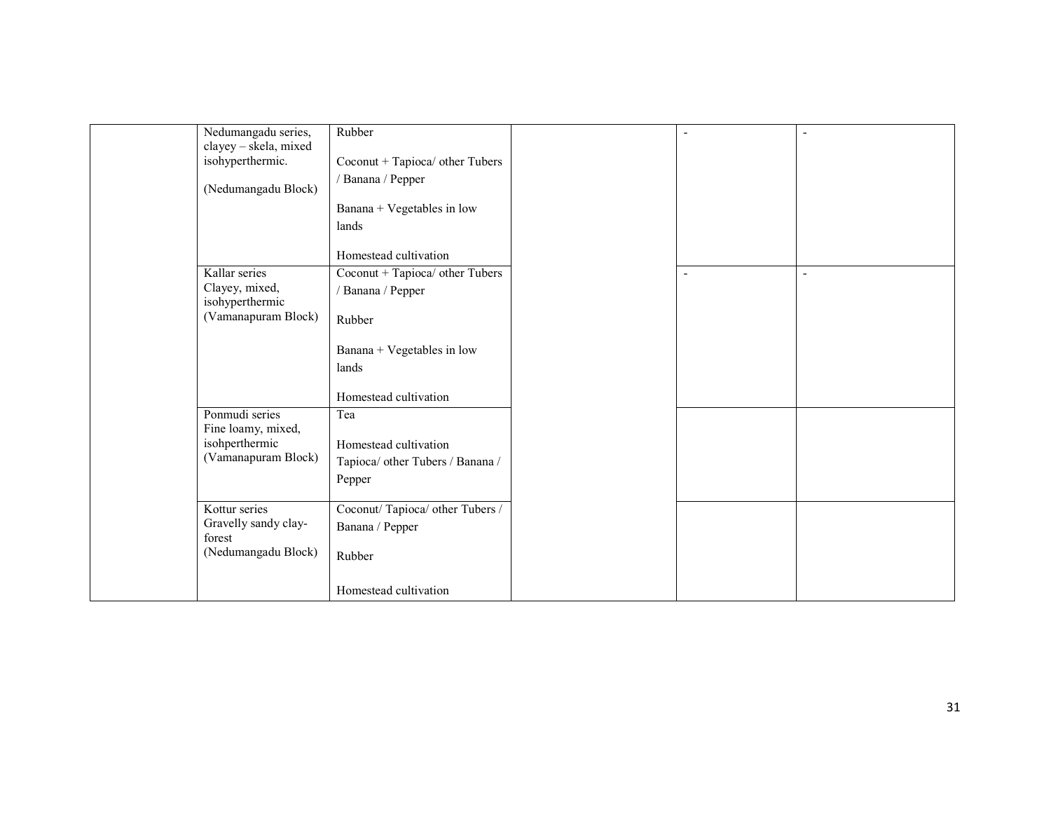| | | | | | |
|---|---|---|---|---|---|
| | Nedumangadu series, clayey – skela, mixed isohyperthermic.<br><br>(Nedumangadu Block) | Rubber<br><br>Coconut + Tapioca/ other Tubers / Banana / Pepper<br><br>Banana + Vegetables in low lands<br><br>Homestead cultivation | | - | - |
| | Kallar series Clayey, mixed, isohyperthermic (Vamanapuram Block) | Coconut + Tapioca/ other Tubers / Banana / Pepper<br><br>Rubber<br><br>Banana + Vegetables in low lands<br><br>Homestead cultivation | | - | - |
| | Ponmudi series Fine loamy, mixed, isohperthermic (Vamanapuram Block) | Tea<br><br>Homestead cultivation<br>Tapioca/ other Tubers / Banana / Pepper | | | |
| | Kottur series Gravelly sandy clay-forest (Nedumangadu Block) | Coconut/ Tapioca/ other Tubers / Banana / Pepper<br><br>Rubber<br><br>Homestead cultivation | | | |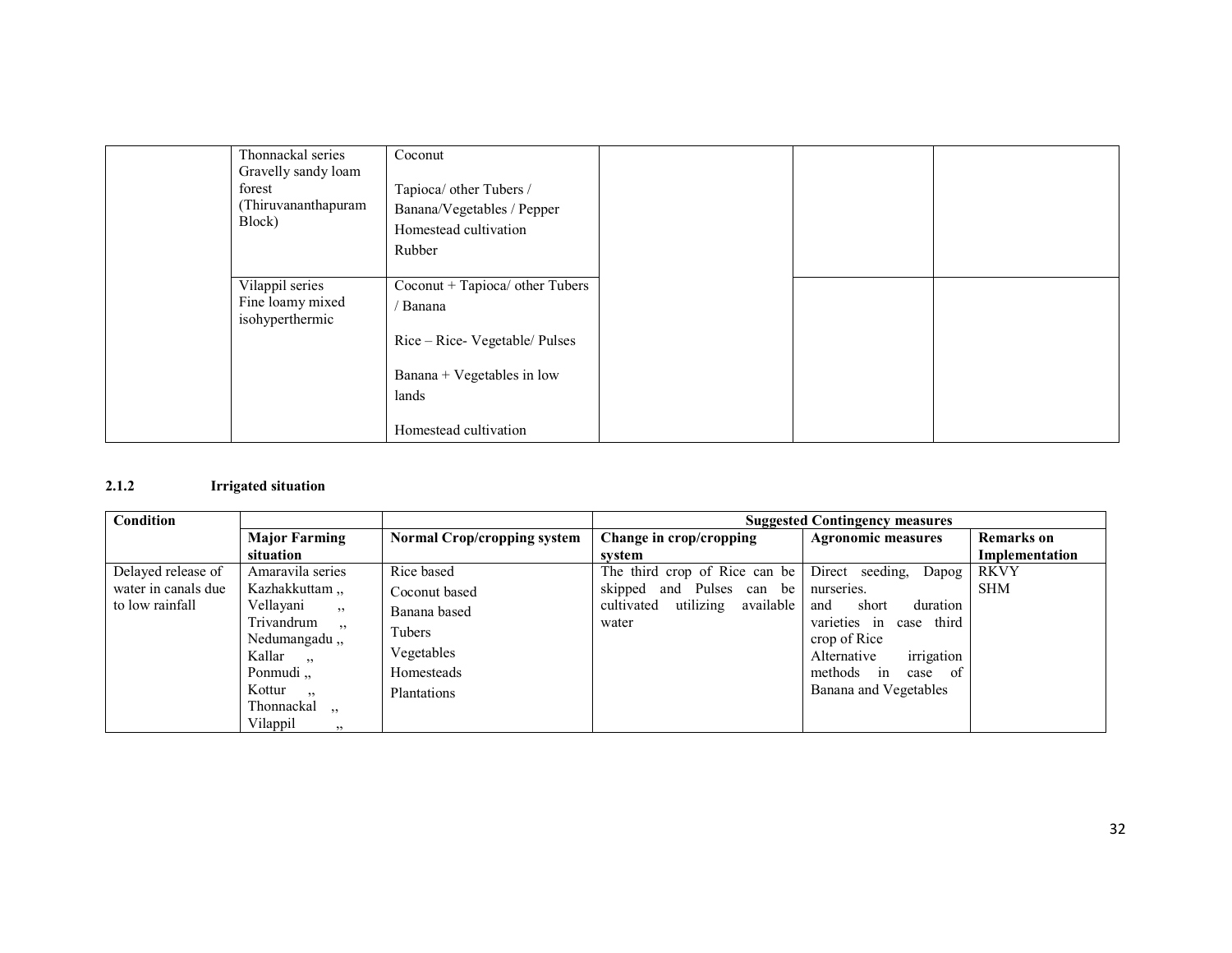|  | Thonnackal series Gravelly sandy loam forest (Thiruvananthapuram Block) | Coconut<br><br>Tapioca/ other Tubers / Banana/Vegetables / Pepper<br>Homestead cultivation<br>Rubber |  |  |  |
|---|---|---|---|---|---|
|  | Vilappil series Fine loamy mixed isohyperthermic | Coconut + Tapioca/ other Tubers / Banana<br><br>Rice – Rice- Vegetable/ Pulses<br><br>Banana + Vegetables in low lands<br><br>Homestead cultivation |  |  |  |

**2.1.2 Irrigated situation**

| Condition |  |  | Suggested Contingency measures |  |  |
|---|---|---|---|---|---|
|  | Major Farming situation | Normal Crop/cropping system | Change in crop/cropping system | Agronomic measures | Remarks on Implementation |
| Delayed release of water in canals due to low rainfall | Amaravila series<br>Kazhakkuttam ,,<br>Vellayani ,,<br>Trivandrum ,,<br>Nedumangadu ,,<br>Kallar ,,<br>Ponmudi ,,<br>Kottur ,,<br>Thonnackal ,,<br>Vilappil ,, | Rice based<br>Coconut based<br>Banana based<br>Tubers<br>Vegetables<br>Homesteads<br>Plantations | The third crop of Rice can be skipped and Pulses can be cultivated utilizing available water | Direct seeding, Dapog nurseries.<br>and short duration varieties in case third crop of Rice<br>Alternative irrigation methods in case of Banana and Vegetables | RKVY<br>SHM |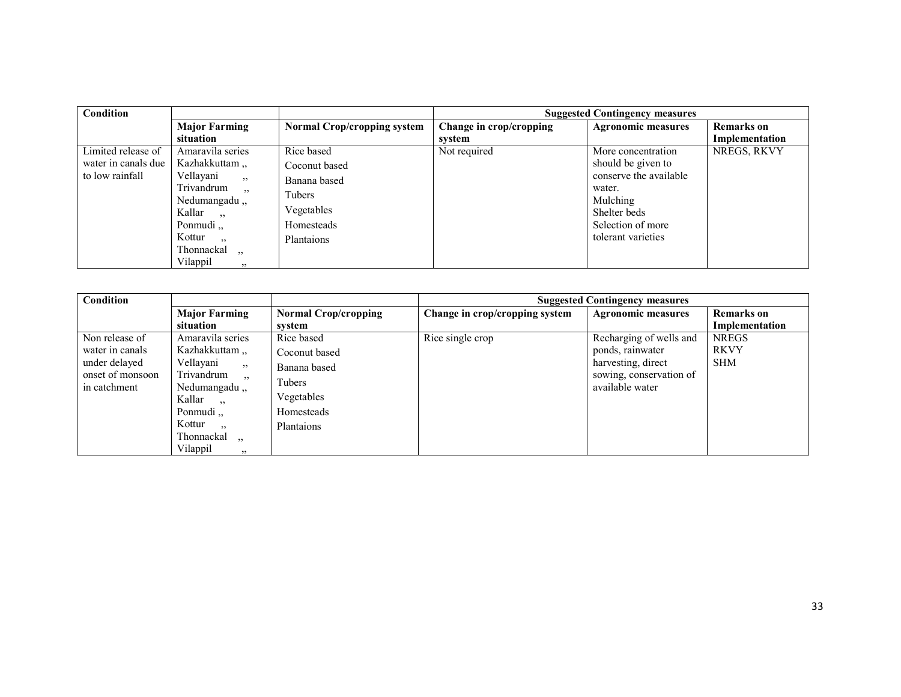| Condition | | | Suggested Contingency measures | | |
|---|---|---|---|---|---|
| | **Major Farming situation** | **Normal Crop/cropping system** | **Change in crop/cropping system** | **Agronomic measures** | **Remarks on Implementation** |
| Limited release of water in canals due to low rainfall | Amaravila series<br>Kazhakkuttam ,,<br>Vellayani ,,<br>Trivandrum ,,<br>Nedumangadu ,,<br>Kallar ,,<br>Ponmudi ,,<br>Kottur ,,<br>Thonnackal ,,<br>Vilappil ,, | Rice based<br>Coconut based<br>Banana based<br>Tubers<br>Vegetables<br>Homesteads<br>Plantaions | Not required | More concentration should be given to conserve the available water.<br>Mulching<br>Shelter beds<br>Selection of more tolerant varieties | NREGS, RKVY |

| Condition | | | Suggested Contingency measures | | |
|---|---|---|---|---|---|
| | **Major Farming situation** | **Normal Crop/cropping system** | **Change in crop/cropping system** | **Agronomic measures** | **Remarks on Implementation** |
| Non release of water in canals under delayed onset of monsoon in catchment | Amaravila series<br>Kazhakkuttam ,,<br>Vellayani ,,<br>Trivandrum ,,<br>Nedumangadu ,,<br>Kallar ,,<br>Ponmudi ,,<br>Kottur ,,<br>Thonnackal ,,<br>Vilappil ,, | Rice based<br>Coconut based<br>Banana based<br>Tubers<br>Vegetables<br>Homesteads<br>Plantaions | Rice single crop | Recharging of wells and ponds, rainwater harvesting, direct sowing, conservation of available water | NREGS<br>RKVY<br>SHM |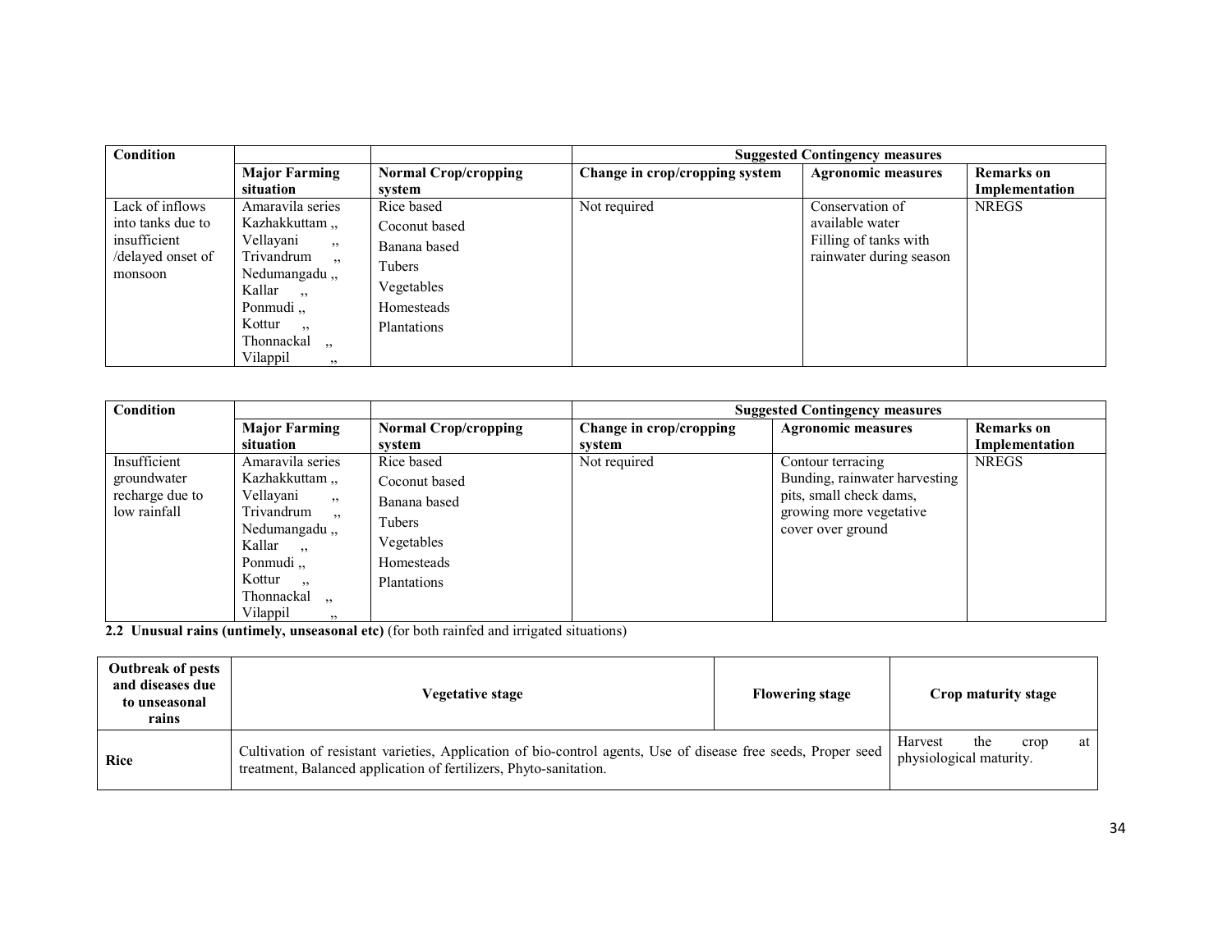| Condition | | | Suggested Contingency measures | | |
|---|---|---|---|---|---|
| | Major Farming situation | Normal Crop/cropping system | Change in crop/cropping system | Agronomic measures | Remarks on Implementation |
| Lack of inflows into tanks due to insufficient /delayed onset of monsoon | Amaravila series<br>Kazhakkuttam ,,<br>Vellayani ,,<br>Trivandrum ,,<br>Nedumangadu ,,<br>Kallar ,,<br>Ponmudi ,,<br>Kottur ,,<br>Thonnackal ,,<br>Vilappil ,, | Rice based<br>Coconut based<br>Banana based<br>Tubers<br>Vegetables<br>Homesteads<br>Plantations | Not required | Conservation of available water<br>Filling of tanks with rainwater during season | NREGS |

| Condition | | | Suggested Contingency measures | | |
|---|---|---|---|---|---|
| | Major Farming situation | Normal Crop/cropping system | Change in crop/cropping system | Agronomic measures | Remarks on Implementation |
| Insufficient groundwater recharge due to low rainfall | Amaravila series<br>Kazhakkuttam ,,<br>Vellayani ,,<br>Trivandrum ,,<br>Nedumangadu ,,<br>Kallar ,,<br>Ponmudi ,,<br>Kottur ,,<br>Thonnackal ,,<br>Vilappil ,, | Rice based<br>Coconut based<br>Banana based<br>Tubers<br>Vegetables<br>Homesteads<br>Plantations | Not required | Contour terracing<br>Bunding, rainwater harvesting pits, small check dams, growing more vegetative cover over ground | NREGS |

**2.2 Unusual rains (untimely, unseasonal etc)** (for both rainfed and irrigated situations)

| Outbreak of pests and diseases due to unseasonal rains | Vegetative stage | Flowering stage | Crop maturity stage |
|---|---|---|---|
| Rice | Cultivation of resistant varieties, Application of bio-control agents, Use of disease free seeds, Proper seed treatment, Balanced application of fertilizers, Phyto-sanitation. | | Harvest the crop at physiological maturity. |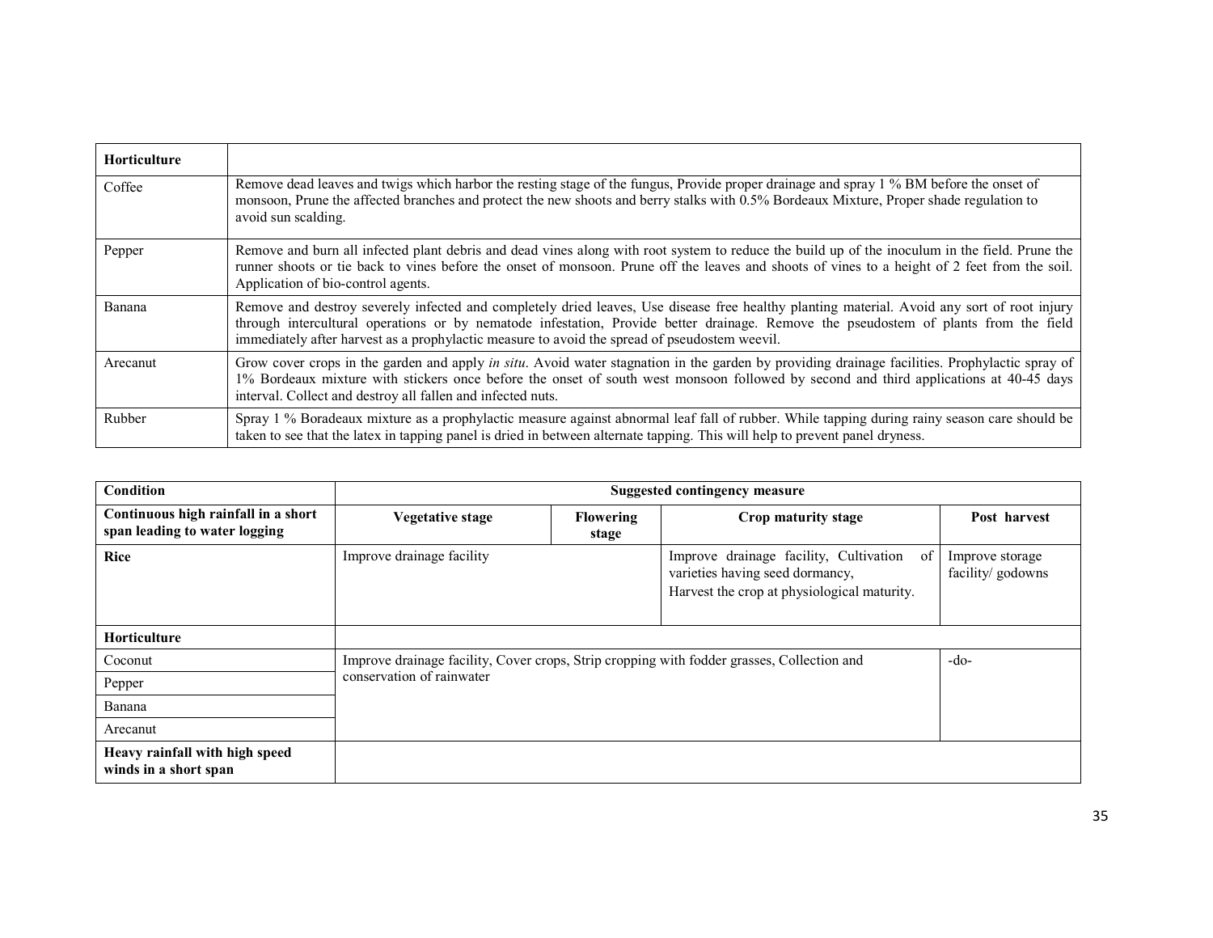| Horticulture | |
|---|---|
| Coffee | Remove dead leaves and twigs which harbor the resting stage of the fungus, Provide proper drainage and spray 1 % BM before the onset of monsoon, Prune the affected branches and protect the new shoots and berry stalks with 0.5% Bordeaux Mixture, Proper shade regulation to avoid sun scalding. |
| Pepper | Remove and burn all infected plant debris and dead vines along with root system to reduce the build up of the inoculum in the field. Prune the runner shoots or tie back to vines before the onset of monsoon. Prune off the leaves and shoots of vines to a height of 2 feet from the soil. Application of bio-control agents. |
| Banana | Remove and destroy severely infected and completely dried leaves, Use disease free healthy planting material. Avoid any sort of root injury through intercultural operations or by nematode infestation, Provide better drainage. Remove the pseudostem of plants from the field immediately after harvest as a prophylactic measure to avoid the spread of pseudostem weevil. |
| Arecanut | Grow cover crops in the garden and apply *in situ*. Avoid water stagnation in the garden by providing drainage facilities. Prophylactic spray of 1% Bordeaux mixture with stickers once before the onset of south west monsoon followed by second and third applications at 40-45 days interval. Collect and destroy all fallen and infected nuts. |
| Rubber | Spray 1 % Boradeaux mixture as a prophylactic measure against abnormal leaf fall of rubber. While tapping during rainy season care should be taken to see that the latex in tapping panel is dried in between alternate tapping. This will help to prevent panel dryness. |

| Condition | Suggested contingency measure | | | |
|---|---|---|---|---|
| **Continuous high rainfall in a short span leading to water logging** | **Vegetative stage** | **Flowering stage** | **Crop maturity stage** | **Post harvest** |
| **Rice** | Improve drainage facility | | Improve drainage facility, Cultivation of varieties having seed dormancy, Harvest the crop at physiological maturity. | Improve storage facility/ godowns |
| **Horticulture** | | | | |
| Coconut | Improve drainage facility, Cover crops, Strip cropping with fodder grasses, Collection and conservation of rainwater | | | -do- |
| Pepper | | | | |
| Banana | | | | |
| Arecanut | | | | |
| **Heavy rainfall with high speed winds in a short span** | | | | |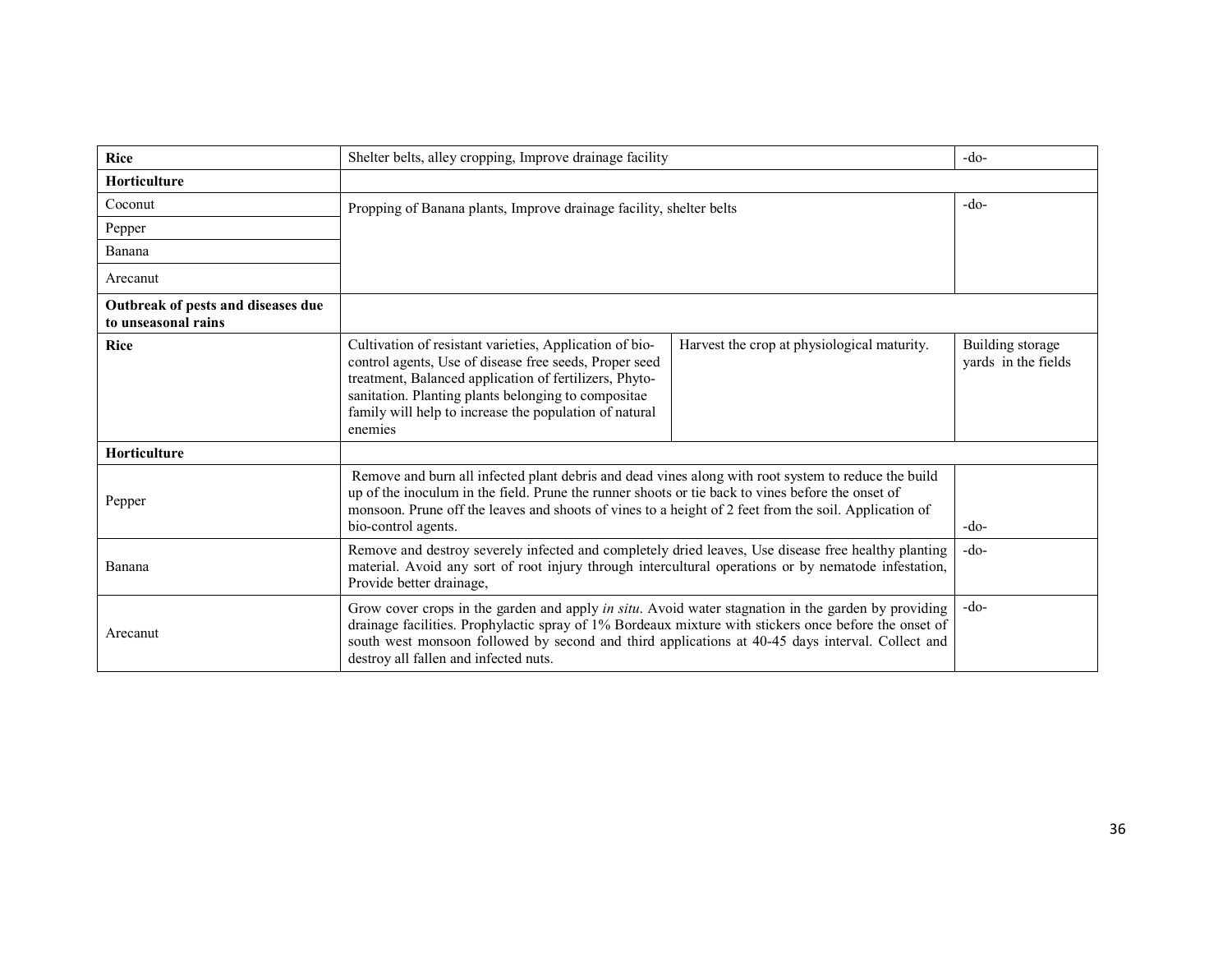| | | | |
|---|---|---|---|
| **Rice** | Shelter belts, alley cropping, Improve drainage facility | | -do- |
| **Horticulture** | | | |
| Coconut | Propping of Banana plants, Improve drainage facility, shelter belts | | -do- |
| Pepper | | | |
| Banana | | | |
| Arecanut | | | |
| **Outbreak of pests and diseases due to unseasonal rains** | | | |
| **Rice** | Cultivation of resistant varieties, Application of bio-control agents, Use of disease free seeds, Proper seed treatment, Balanced application of fertilizers, Phyto-sanitation. Planting plants belonging to compositae family will help to increase the population of natural enemies | Harvest the crop at physiological maturity. | Building storage yards in the fields |
| **Horticulture** | | | |
| Pepper | Remove and burn all infected plant debris and dead vines along with root system to reduce the build up of the inoculum in the field. Prune the runner shoots or tie back to vines before the onset of monsoon. Prune off the leaves and shoots of vines to a height of 2 feet from the soil. Application of bio-control agents. | | -do- |
| Banana | Remove and destroy severely infected and completely dried leaves, Use disease free healthy planting material. Avoid any sort of root injury through intercultural operations or by nematode infestation, Provide better drainage, | | -do- |
| Arecanut | Grow cover crops in the garden and apply *in situ*. Avoid water stagnation in the garden by providing drainage facilities. Prophylactic spray of 1% Bordeaux mixture with stickers once before the onset of south west monsoon followed by second and third applications at 40-45 days interval. Collect and destroy all fallen and infected nuts. | | -do- |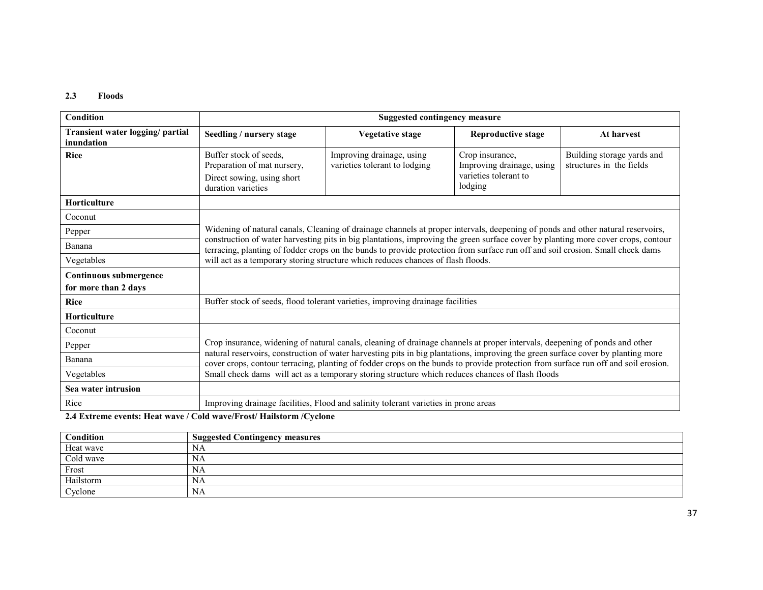### 2.3 Floods

| Condition | Suggested contingency measure | | | |
|---|---|---|---|---|
| **Transient water logging/ partial inundation** | **Seedling / nursery stage** | **Vegetative stage** | **Reproductive stage** | **At harvest** |
| **Rice** | Buffer stock of seeds, Preparation of mat nursery, Direct sowing, using short duration varieties | Improving drainage, using varieties tolerant to lodging | Crop insurance, Improving drainage, using varieties tolerant to lodging | Building storage yards and structures in the fields |
| **Horticulture** | | | | |
| Coconut | Widening of natural canals, Cleaning of drainage channels at proper intervals, deepening of ponds and other natural reservoirs, construction of water harvesting pits in big plantations, improving the green surface cover by planting more cover crops, contour terracing, planting of fodder crops on the bunds to provide protection from surface run off and soil erosion. Small check dams will act as a temporary storing structure which reduces chances of flash floods. | | | |
| Pepper | | | | |
| Banana | | | | |
| Vegetables | | | | |
| **Continuous submergence for more than 2 days** | | | | |
| **Rice** | Buffer stock of seeds, flood tolerant varieties, improving drainage facilities | | | |
| **Horticulture** | | | | |
| Coconut | Crop insurance, widening of natural canals, cleaning of drainage channels at proper intervals, deepening of ponds and other natural reservoirs, construction of water harvesting pits in big plantations, improving the green surface cover by planting more cover crops, contour terracing, planting of fodder crops on the bunds to provide protection from surface run off and soil erosion. Small check dams will act as a temporary storing structure which reduces chances of flash floods | | | |
| Pepper | | | | |
| Banana | | | | |
| Vegetables | | | | |
| **Sea water intrusion** | | | | |
| Rice | Improving drainage facilities, Flood and salinity tolerant varieties in prone areas | | | |

### 2.4 Extreme events: Heat wave / Cold wave/Frost/ Hailstorm /Cyclone

| Condition | Suggested Contingency measures |
|---|---|
| Heat wave | NA |
| Cold wave | NA |
| Frost | NA |
| Hailstorm | NA |
| Cyclone | NA |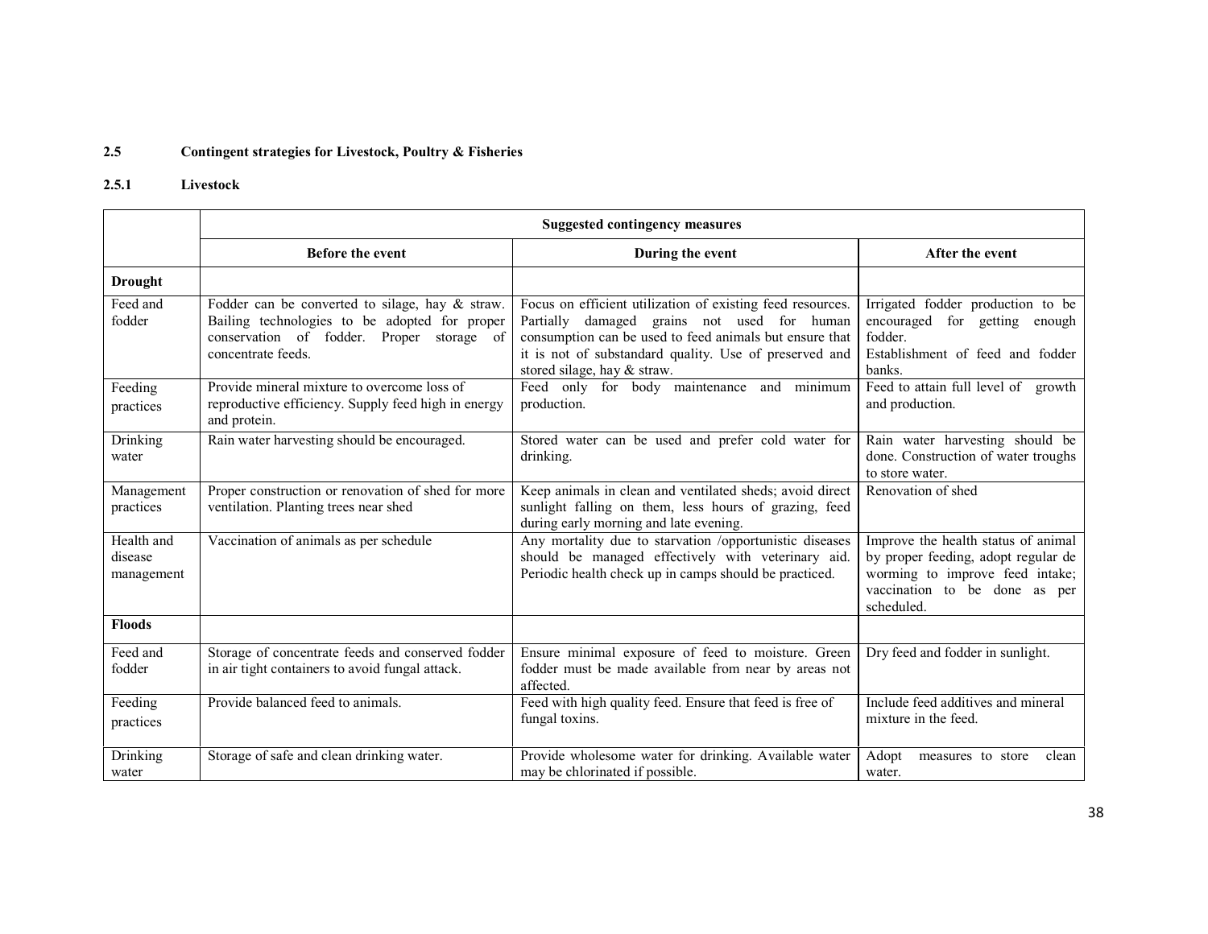## 2.5 Contingent strategies for Livestock, Poultry & Fisheries

### 2.5.1 Livestock

| | Suggested contingency measures | | |
|---|---|---|---|
| | **Before the event** | **During the event** | **After the event** |
| **Drought** | | | |
| Feed and fodder | Fodder can be converted to silage, hay & straw. Bailing technologies to be adopted for proper conservation of fodder. Proper storage of concentrate feeds. | Focus on efficient utilization of existing feed resources. Partially damaged grains not used for human consumption can be used to feed animals but ensure that it is not of substandard quality. Use of preserved and stored silage, hay & straw. | Irrigated fodder production to be encouraged for getting enough fodder. Establishment of feed and fodder banks. |
| Feeding practices | Provide mineral mixture to overcome loss of reproductive efficiency. Supply feed high in energy and protein. | Feed only for body maintenance and minimum production. | Feed to attain full level of growth and production. |
| Drinking water | Rain water harvesting should be encouraged. | Stored water can be used and prefer cold water for drinking. | Rain water harvesting should be done. Construction of water troughs to store water. |
| Management practices | Proper construction or renovation of shed for more ventilation. Planting trees near shed | Keep animals in clean and ventilated sheds; avoid direct sunlight falling on them, less hours of grazing, feed during early morning and late evening. | Renovation of shed |
| Health and disease management | Vaccination of animals as per schedule | Any mortality due to starvation /opportunistic diseases should be managed effectively with veterinary aid. Periodic health check up in camps should be practiced. | Improve the health status of animal by proper feeding, adopt regular de worming to improve feed intake; vaccination to be done as per scheduled. |
| **Floods** | | | |
| Feed and fodder | Storage of concentrate feeds and conserved fodder in air tight containers to avoid fungal attack. | Ensure minimal exposure of feed to moisture. Green fodder must be made available from near by areas not affected. | Dry feed and fodder in sunlight. |
| Feeding practices | Provide balanced feed to animals. | Feed with high quality feed. Ensure that feed is free of fungal toxins. | Include feed additives and mineral mixture in the feed. |
| Drinking water | Storage of safe and clean drinking water. | Provide wholesome water for drinking. Available water may be chlorinated if possible. | Adopt measures to store clean water. |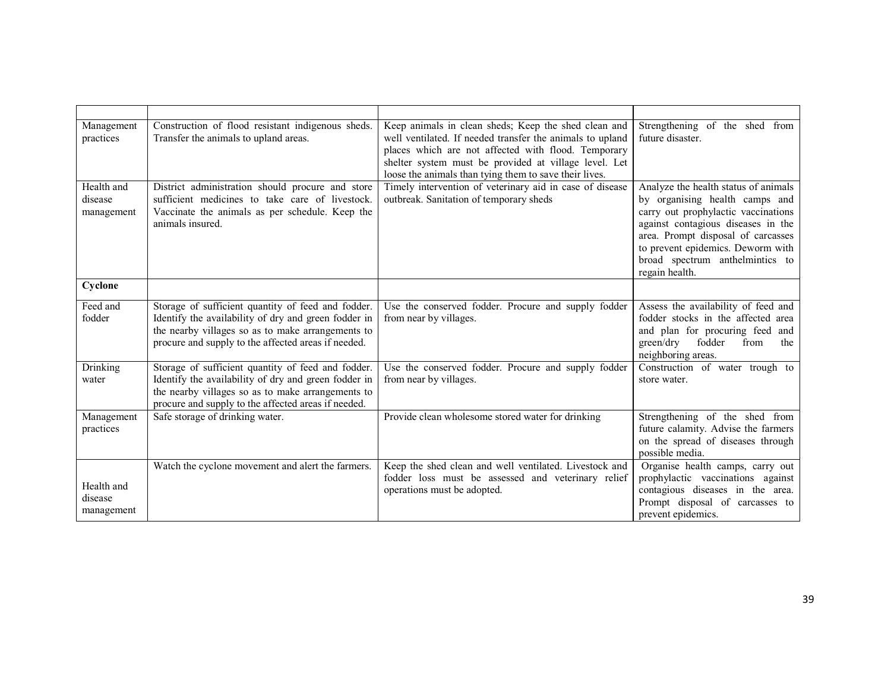| | | | |
|---|---|---|---|
| Management practices | Construction of flood resistant indigenous sheds. Transfer the animals to upland areas. | Keep animals in clean sheds; Keep the shed clean and well ventilated. If needed transfer the animals to upland places which are not affected with flood. Temporary shelter system must be provided at village level. Let loose the animals than tying them to save their lives. | Strengthening of the shed from future disaster. |
| Health and disease management | District administration should procure and store sufficient medicines to take care of livestock. Vaccinate the animals as per schedule. Keep the animals insured. | Timely intervention of veterinary aid in case of disease outbreak. Sanitation of temporary sheds | Analyze the health status of animals by organising health camps and carry out prophylactic vaccinations against contagious diseases in the area. Prompt disposal of carcasses to prevent epidemics. Deworm with broad spectrum anthelmintics to regain health. |
| **Cyclone** | | | |
| Feed and fodder | Storage of sufficient quantity of feed and fodder. Identify the availability of dry and green fodder in the nearby villages so as to make arrangements to procure and supply to the affected areas if needed. | Use the conserved fodder. Procure and supply fodder from near by villages. | Assess the availability of feed and fodder stocks in the affected area and plan for procuring feed and green/dry fodder from the neighboring areas. |
| Drinking water | Storage of sufficient quantity of feed and fodder. Identify the availability of dry and green fodder in the nearby villages so as to make arrangements to procure and supply to the affected areas if needed. | Use the conserved fodder. Procure and supply fodder from near by villages. | Construction of water trough to store water. |
| Management practices | Safe storage of drinking water. | Provide clean wholesome stored water for drinking | Strengthening of the shed from future calamity. Advise the farmers on the spread of diseases through possible media. |
| Health and disease management | Watch the cyclone movement and alert the farmers. | Keep the shed clean and well ventilated. Livestock and fodder loss must be assessed and veterinary relief operations must be adopted. | Organise health camps, carry out prophylactic vaccinations against contagious diseases in the area. Prompt disposal of carcasses to prevent epidemics. |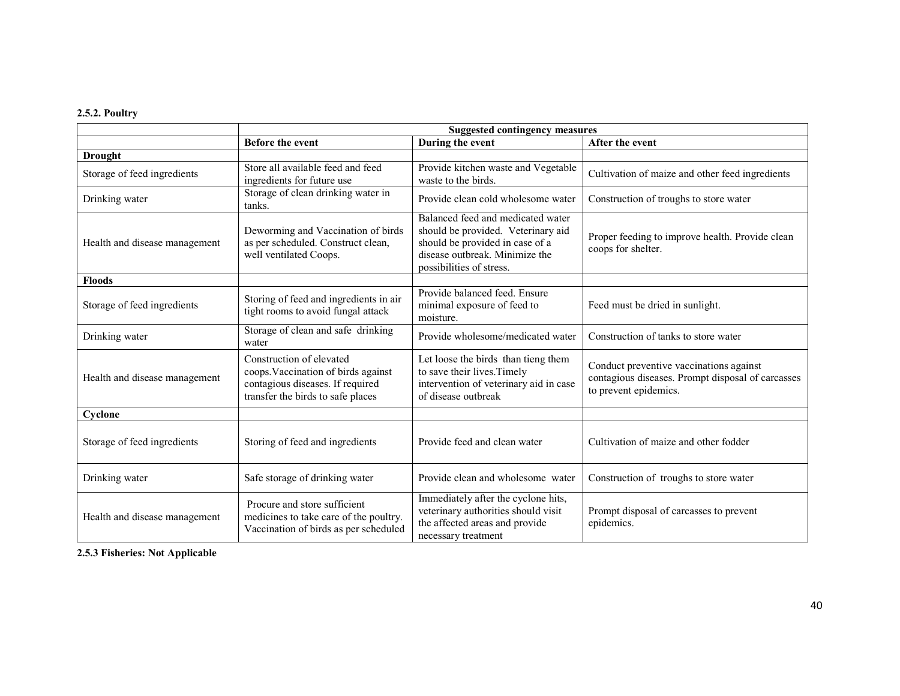### 2.5.2. Poultry

| | Suggested contingency measures | | |
|---|---|---|---|
| | **Before the event** | **During the event** | **After the event** |
| **Drought** | | | |
| Storage of feed ingredients | Store all available feed and feed ingredients for future use | Provide kitchen waste and Vegetable waste to the birds. | Cultivation of maize and other feed ingredients |
| Drinking water | Storage of clean drinking water in tanks. | Provide clean cold wholesome water | Construction of troughs to store water |
| Health and disease management | Deworming and Vaccination of birds as per scheduled. Construct clean, well ventilated Coops. | Balanced feed and medicated water should be provided. Veterinary aid should be provided in case of a disease outbreak. Minimize the possibilities of stress. | Proper feeding to improve health. Provide clean coops for shelter. |
| **Floods** | | | |
| Storage of feed ingredients | Storing of feed and ingredients in air tight rooms to avoid fungal attack | Provide balanced feed. Ensure minimal exposure of feed to moisture. | Feed must be dried in sunlight. |
| Drinking water | Storage of clean and safe drinking water | Provide wholesome/medicated water | Construction of tanks to store water |
| Health and disease management | Construction of elevated coops.Vaccination of birds against contagious diseases. If required transfer the birds to safe places | Let loose the birds than tieng them to save their lives.Timely intervention of veterinary aid in case of disease outbreak | Conduct preventive vaccinations against contagious diseases. Prompt disposal of carcasses to prevent epidemics. |
| **Cyclone** | | | |
| Storage of feed ingredients | Storing of feed and ingredients | Provide feed and clean water | Cultivation of maize and other fodder |
| Drinking water | Safe storage of drinking water | Provide clean and wholesome water | Construction of troughs to store water |
| Health and disease management | Procure and store sufficient medicines to take care of the poultry. Vaccination of birds as per scheduled | Immediately after the cyclone hits, veterinary authorities should visit the affected areas and provide necessary treatment | Prompt disposal of carcasses to prevent epidemics. |

**2.5.3 Fisheries: Not Applicable**